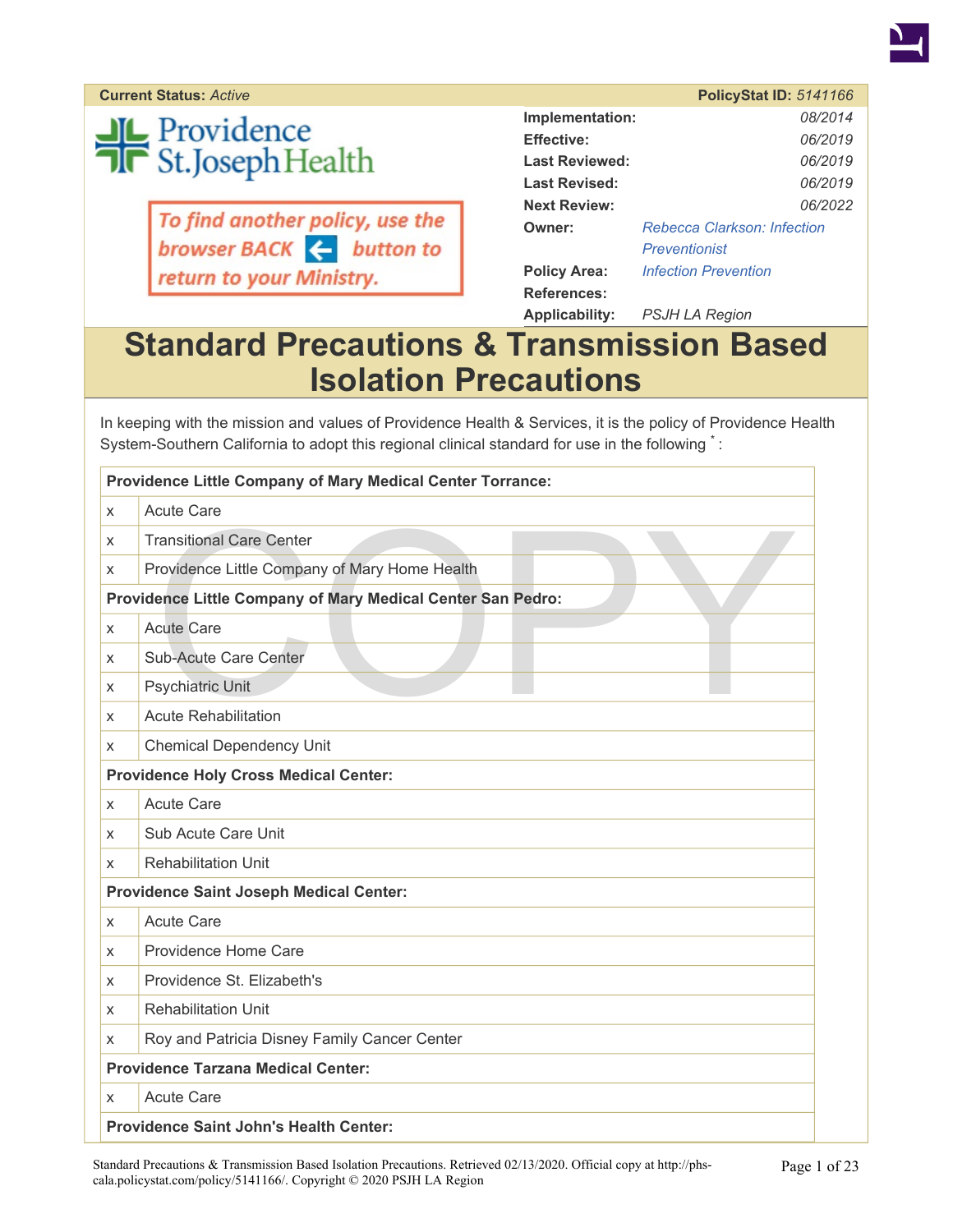**Current Status:** *Active* **PolicyStat ID:** *5141166*

Providence St.Joseph Health

To find another policy, use the browser BACK button to return to your Ministry.

| | |
|---|---|
| **Implementation:** | *08/2014* |
| **Effective:** | *06/2019* |
| **Last Reviewed:** | *06/2019* |
| **Last Revised:** | *06/2019* |
| **Next Review:** | *06/2022* |
| **Owner:** | *Rebecca Clarkson: Infection Preventionist* |
| **Policy Area:** | *Infection Prevention* |
| **References:** | |
| **Applicability:** | *PSJH LA Region* |

# Standard Precautions & Transmission Based Isolation Precautions

In keeping with the mission and values of Providence Health & Services, it is the policy of Providence Health System-Southern California to adopt this regional clinical standard for use in the following * :

| **Providence Little Company of Mary Medical Center Torrance:** | |
|---|---|
| x | Acute Care |
| x | Transitional Care Center |
| x | Providence Little Company of Mary Home Health |
| **Providence Little Company of Mary Medical Center San Pedro:** | |
| x | Acute Care |
| x | Sub-Acute Care Center |
| x | Psychiatric Unit |
| x | Acute Rehabilitation |
| x | Chemical Dependency Unit |
| **Providence Holy Cross Medical Center:** | |
| x | Acute Care |
| x | Sub Acute Care Unit |
| x | Rehabilitation Unit |
| **Providence Saint Joseph Medical Center:** | |
| x | Acute Care |
| x | Providence Home Care |
| x | Providence St. Elizabeth's |
| x | Rehabilitation Unit |
| x | Roy and Patricia Disney Family Cancer Center |
| **Providence Tarzana Medical Center:** | |
| x | Acute Care |
| **Providence Saint John's Health Center:** | |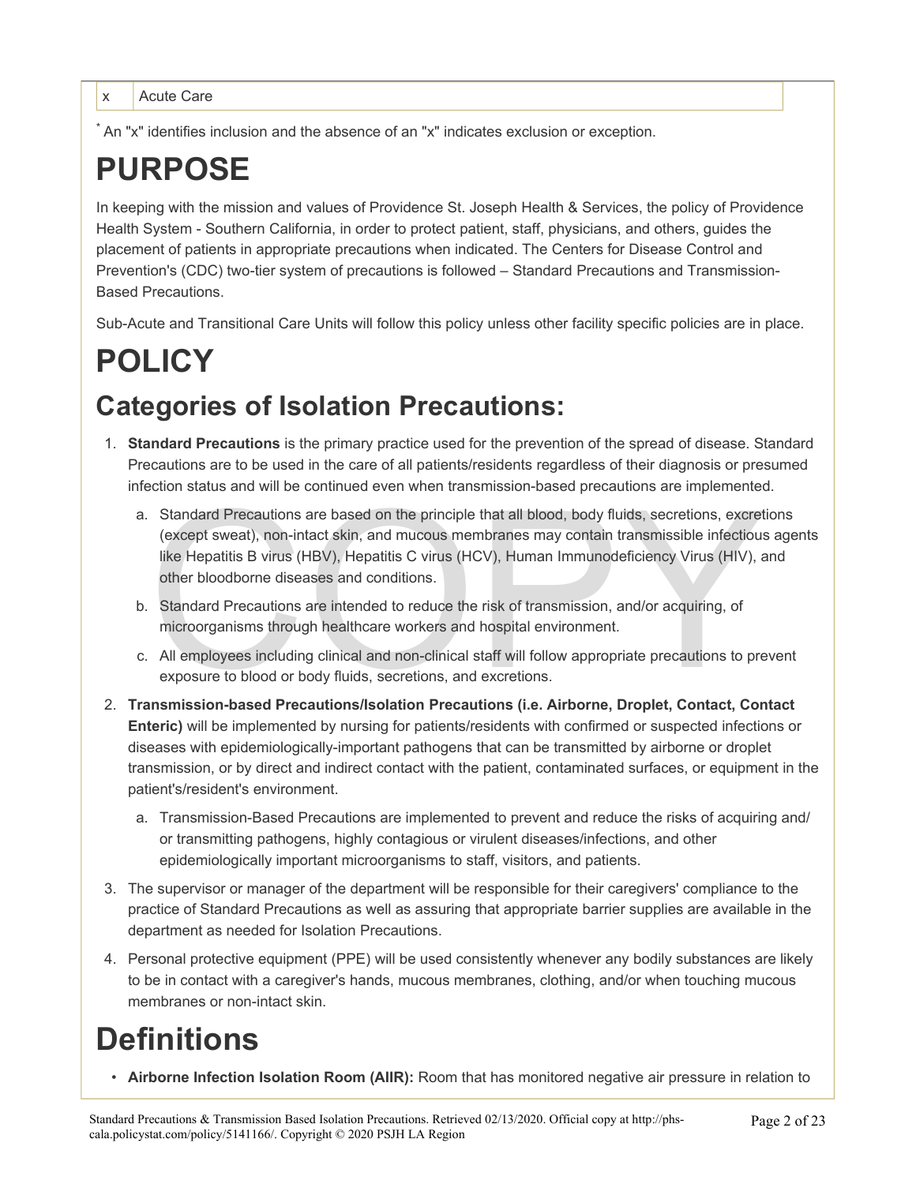| x | Acute Care |
|---|---|

* An "x" identifies inclusion and the absence of an "x" indicates exclusion or exception.

# PURPOSE

In keeping with the mission and values of Providence St. Joseph Health & Services, the policy of Providence Health System - Southern California, in order to protect patient, staff, physicians, and others, guides the placement of patients in appropriate precautions when indicated. The Centers for Disease Control and Prevention's (CDC) two-tier system of precautions is followed – Standard Precautions and Transmission-Based Precautions.

Sub-Acute and Transitional Care Units will follow this policy unless other facility specific policies are in place.

# POLICY

## Categories of Isolation Precautions:

1. **Standard Precautions** is the primary practice used for the prevention of the spread of disease. Standard Precautions are to be used in the care of all patients/residents regardless of their diagnosis or presumed infection status and will be continued even when transmission-based precautions are implemented.
   a. Standard Precautions are based on the principle that all blood, body fluids, secretions, excretions (except sweat), non-intact skin, and mucous membranes may contain transmissible infectious agents like Hepatitis B virus (HBV), Hepatitis C virus (HCV), Human Immunodeficiency Virus (HIV), and other bloodborne diseases and conditions.
   b. Standard Precautions are intended to reduce the risk of transmission, and/or acquiring, of microorganisms through healthcare workers and hospital environment.
   c. All employees including clinical and non-clinical staff will follow appropriate precautions to prevent exposure to blood or body fluids, secretions, and excretions.
2. **Transmission-based Precautions/Isolation Precautions (i.e. Airborne, Droplet, Contact, Contact Enteric)** will be implemented by nursing for patients/residents with confirmed or suspected infections or diseases with epidemiologically-important pathogens that can be transmitted by airborne or droplet transmission, or by direct and indirect contact with the patient, contaminated surfaces, or equipment in the patient's/resident's environment.
   a. Transmission-Based Precautions are implemented to prevent and reduce the risks of acquiring and/or transmitting pathogens, highly contagious or virulent diseases/infections, and other epidemiologically important microorganisms to staff, visitors, and patients.
3. The supervisor or manager of the department will be responsible for their caregivers' compliance to the practice of Standard Precautions as well as assuring that appropriate barrier supplies are available in the department as needed for Isolation Precautions.
4. Personal protective equipment (PPE) will be used consistently whenever any bodily substances are likely to be in contact with a caregiver's hands, mucous membranes, clothing, and/or when touching mucous membranes or non-intact skin.

# Definitions

- **Airborne Infection Isolation Room (AIIR):** Room that has monitored negative air pressure in relation to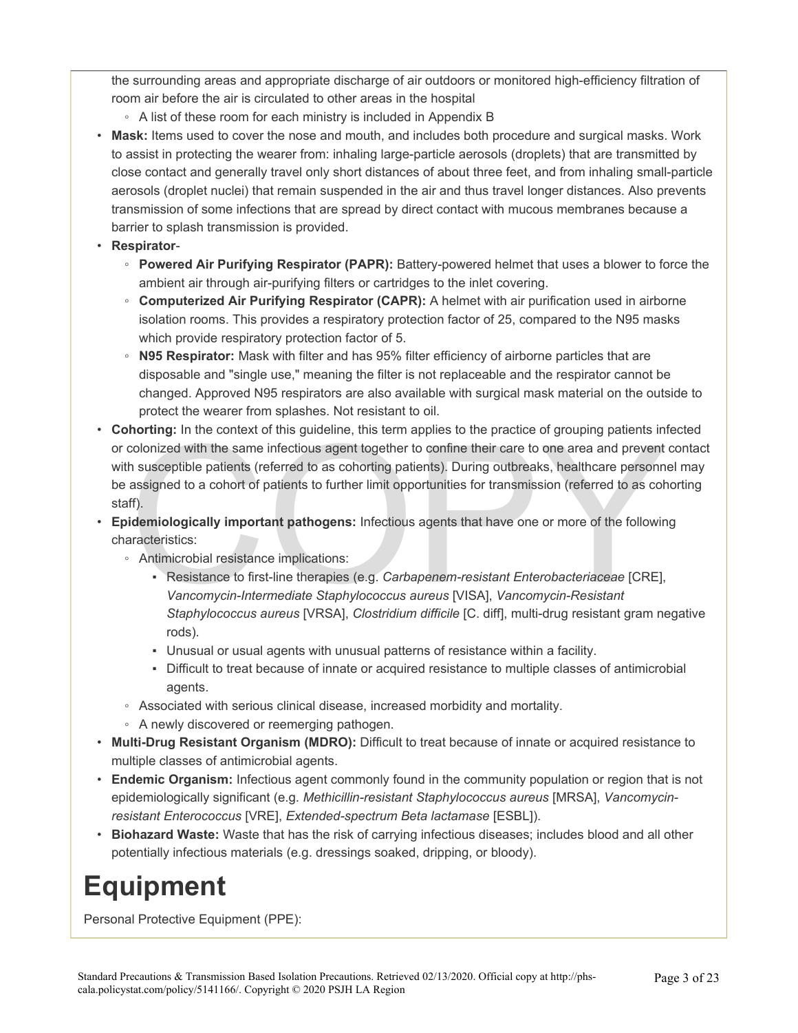the surrounding areas and appropriate discharge of air outdoors or monitored high-efficiency filtration of room air before the air is circulated to other areas in the hospital

- A list of these room for each ministry is included in Appendix B

- **Mask:** Items used to cover the nose and mouth, and includes both procedure and surgical masks. Work to assist in protecting the wearer from: inhaling large-particle aerosols (droplets) that are transmitted by close contact and generally travel only short distances of about three feet, and from inhaling small-particle aerosols (droplet nuclei) that remain suspended in the air and thus travel longer distances. Also prevents transmission of some infections that are spread by direct contact with mucous membranes because a barrier to splash transmission is provided.
- **Respirator**-
  - **Powered Air Purifying Respirator (PAPR):** Battery-powered helmet that uses a blower to force the ambient air through air-purifying filters or cartridges to the inlet covering.
  - **Computerized Air Purifying Respirator (CAPR):** A helmet with air purification used in airborne isolation rooms. This provides a respiratory protection factor of 25, compared to the N95 masks which provide respiratory protection factor of 5.
  - **N95 Respirator:** Mask with filter and has 95% filter efficiency of airborne particles that are disposable and "single use," meaning the filter is not replaceable and the respirator cannot be changed. Approved N95 respirators are also available with surgical mask material on the outside to protect the wearer from splashes. Not resistant to oil.
- **Cohorting:** In the context of this guideline, this term applies to the practice of grouping patients infected or colonized with the same infectious agent together to confine their care to one area and prevent contact with susceptible patients (referred to as cohorting patients). During outbreaks, healthcare personnel may be assigned to a cohort of patients to further limit opportunities for transmission (referred to as cohorting staff).
- **Epidemiologically important pathogens:** Infectious agents that have one or more of the following characteristics:
  - Antimicrobial resistance implications:
    - Resistance to first-line therapies (e.g. *Carbapenem-resistant Enterobacteriaceae* [CRE], *Vancomycin-Intermediate Staphylococcus aureus* [VISA], *Vancomycin-Resistant Staphylococcus aureus* [VRSA], *Clostridium difficile* [C. diff], multi-drug resistant gram negative rods).
    - Unusual or usual agents with unusual patterns of resistance within a facility.
    - Difficult to treat because of innate or acquired resistance to multiple classes of antimicrobial agents.
  - Associated with serious clinical disease, increased morbidity and mortality.
  - A newly discovered or reemerging pathogen.
- **Multi-Drug Resistant Organism (MDRO):** Difficult to treat because of innate or acquired resistance to multiple classes of antimicrobial agents.
- **Endemic Organism:** Infectious agent commonly found in the community population or region that is not epidemiologically significant (e.g. *Methicillin-resistant Staphylococcus aureus* [MRSA], *Vancomycin-resistant Enterococcus* [VRE], *Extended-spectrum Beta lactamase* [ESBL]).
- **Biohazard Waste:** Waste that has the risk of carrying infectious diseases; includes blood and all other potentially infectious materials (e.g. dressings soaked, dripping, or bloody).

# Equipment

Personal Protective Equipment (PPE):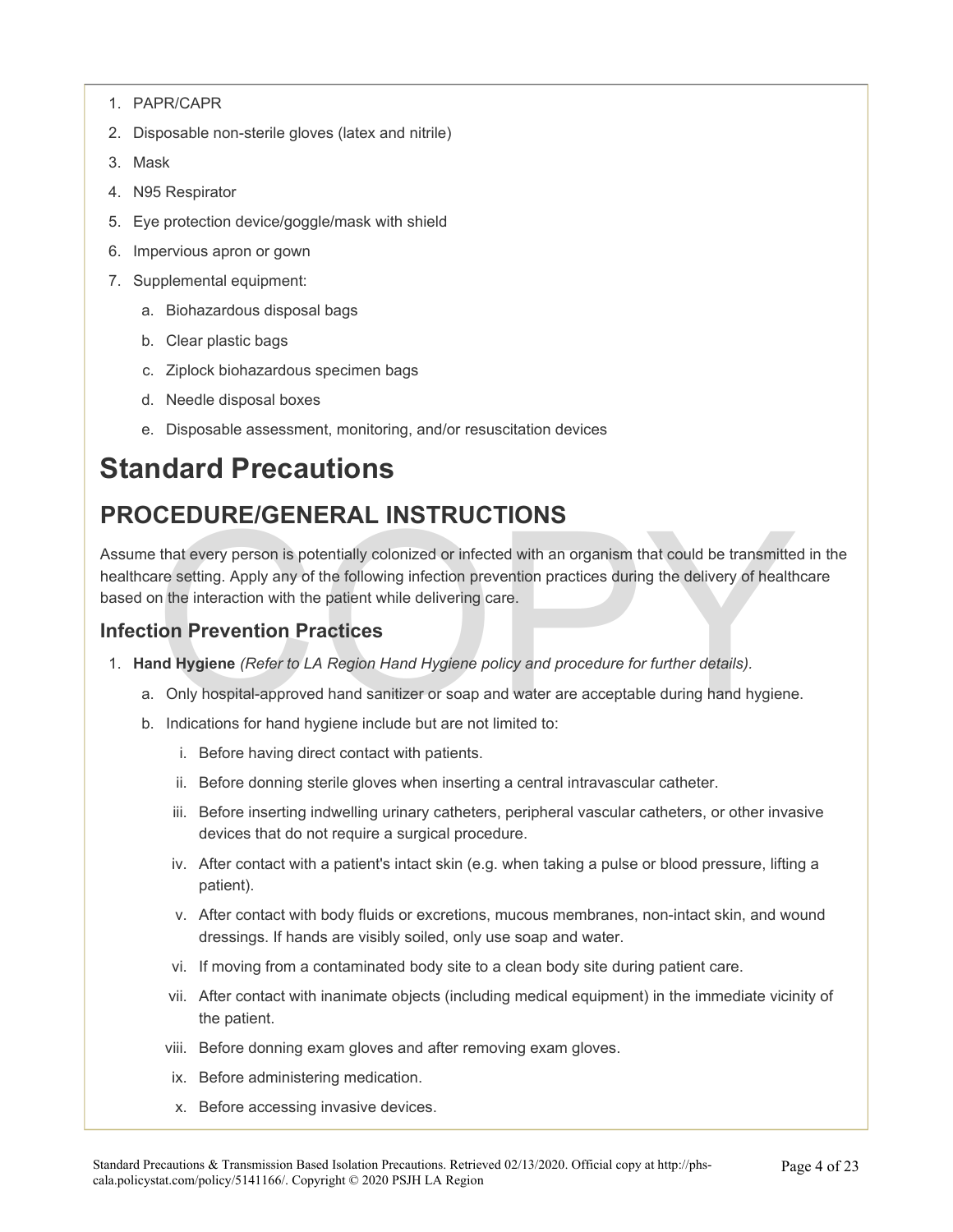1. PAPR/CAPR
2. Disposable non-sterile gloves (latex and nitrile)
3. Mask
4. N95 Respirator
5. Eye protection device/goggle/mask with shield
6. Impervious apron or gown
7. Supplemental equipment:
    a. Biohazardous disposal bags
    b. Clear plastic bags
    c. Ziplock biohazardous specimen bags
    d. Needle disposal boxes
    e. Disposable assessment, monitoring, and/or resuscitation devices

# Standard Precautions

## PROCEDURE/GENERAL INSTRUCTIONS

Assume that every person is potentially colonized or infected with an organism that could be transmitted in the healthcare setting. Apply any of the following infection prevention practices during the delivery of healthcare based on the interaction with the patient while delivering care.

### Infection Prevention Practices

1. **Hand Hygiene** *(Refer to LA Region Hand Hygiene policy and procedure for further details).*
    a. Only hospital-approved hand sanitizer or soap and water are acceptable during hand hygiene.
    b. Indications for hand hygiene include but are not limited to:
        i. Before having direct contact with patients.
        ii. Before donning sterile gloves when inserting a central intravascular catheter.
        iii. Before inserting indwelling urinary catheters, peripheral vascular catheters, or other invasive devices that do not require a surgical procedure.
        iv. After contact with a patient's intact skin (e.g. when taking a pulse or blood pressure, lifting a patient).
        v. After contact with body fluids or excretions, mucous membranes, non-intact skin, and wound dressings. If hands are visibly soiled, only use soap and water.
        vi. If moving from a contaminated body site to a clean body site during patient care.
        vii. After contact with inanimate objects (including medical equipment) in the immediate vicinity of the patient.
        viii. Before donning exam gloves and after removing exam gloves.
        ix. Before administering medication.
        x. Before accessing invasive devices.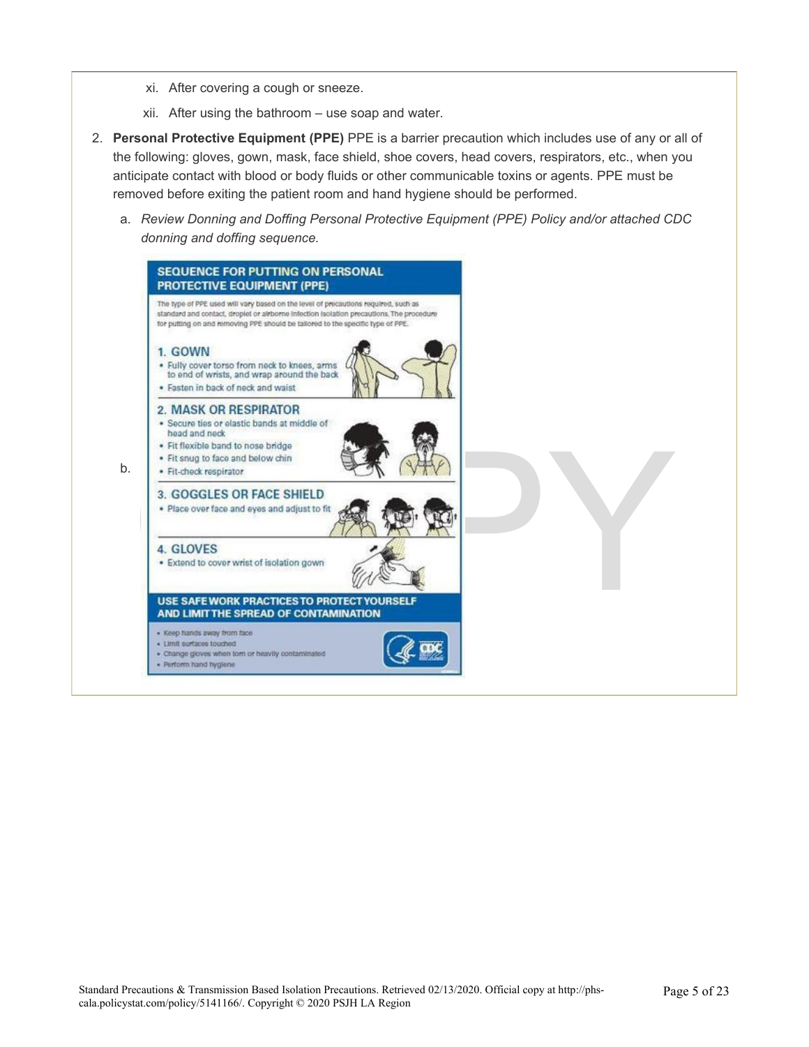xi. After covering a cough or sneeze.

xii. After using the bathroom – use soap and water.

2. **Personal Protective Equipment (PPE)** PPE is a barrier precaution which includes use of any or all of the following: gloves, gown, mask, face shield, shoe covers, head covers, respirators, etc., when you anticipate contact with blood or body fluids or other communicable toxins or agents. PPE must be removed before exiting the patient room and hand hygiene should be performed.

   a. *Review Donning and Doffing Personal Protective Equipment (PPE) Policy and/or attached CDC donning and doffing sequence.*

   b.

**SEQUENCE FOR PUTTING ON PERSONAL PROTECTIVE EQUIPMENT (PPE)**

The type of PPE used will vary based on the level of precautions required, such as standard and contact, droplet or airborne infection isolation precautions. The procedure for putting on and removing PPE should be tailored to the specific type of PPE.

**1. GOWN**

- Fully cover torso from neck to knees, arms to end of wrists, and wrap around the back
- Fasten in back of neck and waist

**2. MASK OR RESPIRATOR**

- Secure ties or elastic bands at middle of head and neck
- Fit flexible band to nose bridge
- Fit snug to face and below chin
- Fit-check respirator

**3. GOGGLES OR FACE SHIELD**

- Place over face and eyes and adjust to fit

**4. GLOVES**

- Extend to cover wrist of isolation gown

**USE SAFE WORK PRACTICES TO PROTECT YOURSELF AND LIMIT THE SPREAD OF CONTAMINATION**

- Keep hands away from face
- Limit surfaces touched
- Change gloves when torn or heavily contaminated
- Perform hand hygiene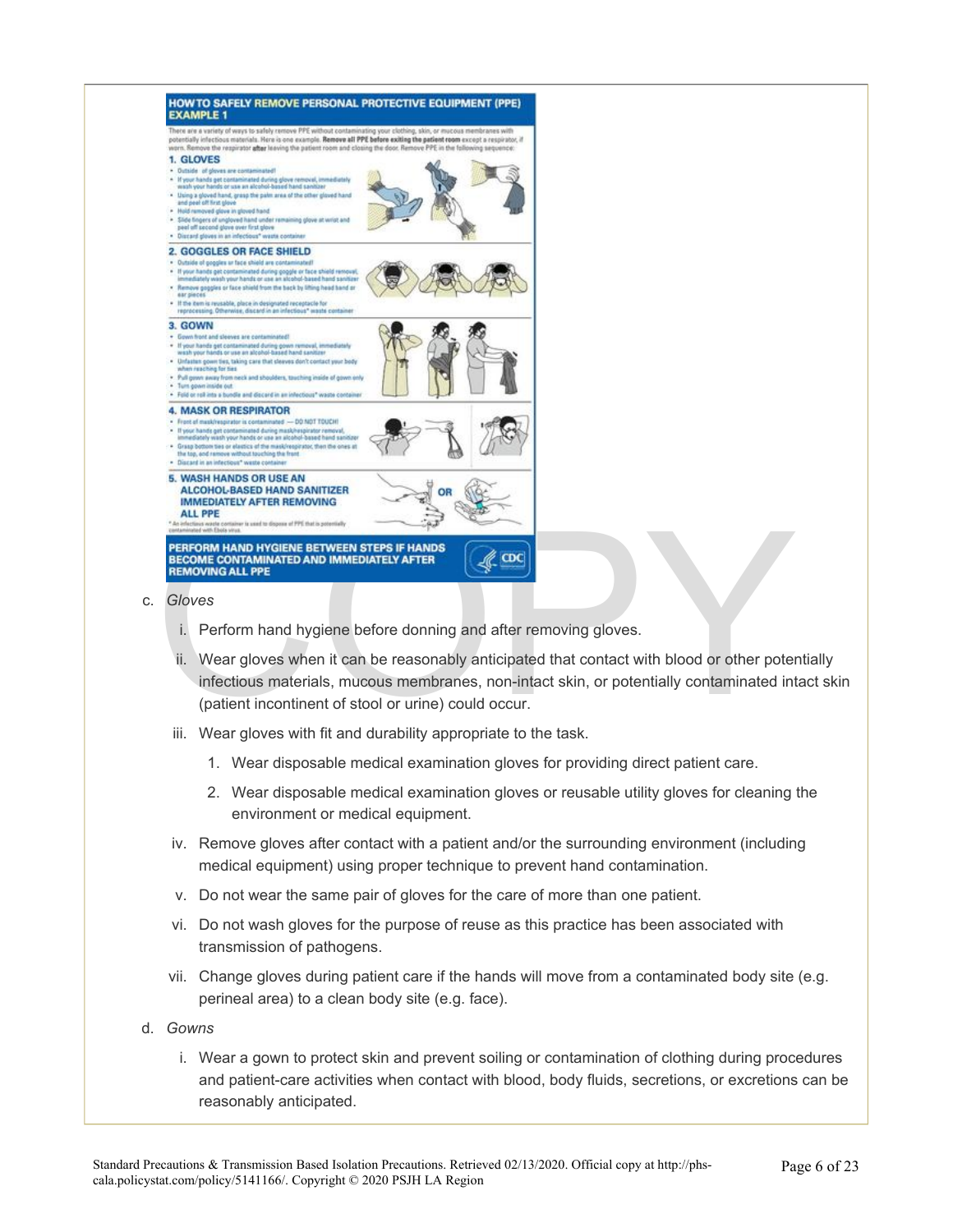## HOW TO SAFELY REMOVE PERSONAL PROTECTIVE EQUIPMENT (PPE) EXAMPLE 1

There are a variety of ways to safely remove PPE without contaminating your clothing, skin, or mucous membranes with potentially infectious materials. Here is one example. **Remove all PPE before exiting the patient room** except a respirator, if worn. Remove the respirator **after** leaving the patient room and closing the door. Remove PPE in the following sequence:

**1. GLOVES**

- Outside of gloves are contaminated!
- If your hands get contaminated during glove removal, immediately wash your hands or use an alcohol-based hand sanitizer
- Using a gloved hand, grasp the palm area of the other gloved hand and peel off first glove
- Hold removed glove in gloved hand
- Slide fingers of ungloved hand under remaining glove at wrist and peel off second glove over first glove
- Discard gloves in an infectious* waste container

**2. GOGGLES OR FACE SHIELD**

- Outside of goggles or face shield are contaminated!
- If your hands get contaminated during goggle or face shield removal, immediately wash your hands or use an alcohol-based hand sanitizer
- Remove goggles or face shield from the back by lifting head band or ear pieces
- If the item is reusable, place in designated receptacle for reprocessing. Otherwise, discard in an infectious* waste container

**3. GOWN**

- Gown front and sleeves are contaminated!
- If your hands get contaminated during gown removal, immediately wash your hands or use an alcohol-based hand sanitizer
- Unfasten gown ties, taking care that sleeves don't contact your body when reaching for ties
- Pull gown away from neck and shoulders, touching inside of gown only
- Turn gown inside out
- Fold or roll into a bundle and discard in an infectious* waste container

**4. MASK OR RESPIRATOR**

- Front of mask/respirator is contaminated — DO NOT TOUCH!
- If your hands get contaminated during mask/respirator removal, immediately wash your hands or use an alcohol-based hand sanitizer
- Grasp bottom ties or elastics of the mask/respirator, then the ones at the top, and remove without touching the front
- Discard in an infectious* waste container

**5. WASH HANDS OR USE AN ALCOHOL-BASED HAND SANITIZER IMMEDIATELY AFTER REMOVING ALL PPE**

\* An infectious waste container is used to dispose of PPE that is potentially contaminated with Ebola virus.

**PERFORM HAND HYGIENE BETWEEN STEPS IF HANDS BECOME CONTAMINATED AND IMMEDIATELY AFTER REMOVING ALL PPE**

CDC

c. *Gloves*

   i. Perform hand hygiene before donning and after removing gloves.

   ii. Wear gloves when it can be reasonably anticipated that contact with blood or other potentially infectious materials, mucous membranes, non-intact skin, or potentially contaminated intact skin (patient incontinent of stool or urine) could occur.

   iii. Wear gloves with fit and durability appropriate to the task.

      1. Wear disposable medical examination gloves for providing direct patient care.

      2. Wear disposable medical examination gloves or reusable utility gloves for cleaning the environment or medical equipment.

   iv. Remove gloves after contact with a patient and/or the surrounding environment (including medical equipment) using proper technique to prevent hand contamination.

   v. Do not wear the same pair of gloves for the care of more than one patient.

   vi. Do not wash gloves for the purpose of reuse as this practice has been associated with transmission of pathogens.

   vii. Change gloves during patient care if the hands will move from a contaminated body site (e.g. perineal area) to a clean body site (e.g. face).

d. *Gowns*

   i. Wear a gown to protect skin and prevent soiling or contamination of clothing during procedures and patient-care activities when contact with blood, body fluids, secretions, or excretions can be reasonably anticipated.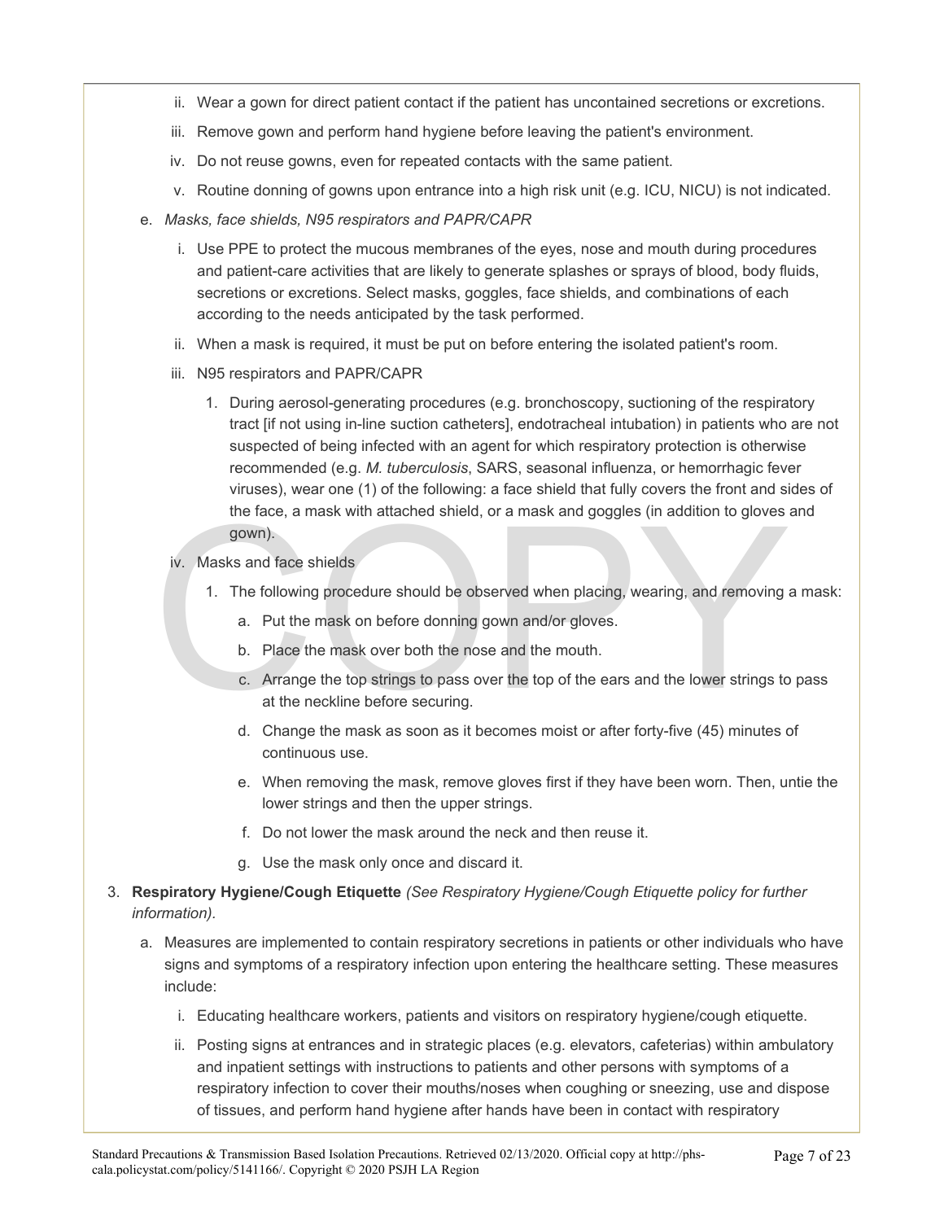ii. Wear a gown for direct patient contact if the patient has uncontained secretions or excretions.

iii. Remove gown and perform hand hygiene before leaving the patient's environment.

iv. Do not reuse gowns, even for repeated contacts with the same patient.

v. Routine donning of gowns upon entrance into a high risk unit (e.g. ICU, NICU) is not indicated.

e. *Masks, face shields, N95 respirators and PAPR/CAPR*

i. Use PPE to protect the mucous membranes of the eyes, nose and mouth during procedures and patient-care activities that are likely to generate splashes or sprays of blood, body fluids, secretions or excretions. Select masks, goggles, face shields, and combinations of each according to the needs anticipated by the task performed.

ii. When a mask is required, it must be put on before entering the isolated patient's room.

iii. N95 respirators and PAPR/CAPR

1. During aerosol-generating procedures (e.g. bronchoscopy, suctioning of the respiratory tract [if not using in-line suction catheters], endotracheal intubation) in patients who are not suspected of being infected with an agent for which respiratory protection is otherwise recommended (e.g. *M. tuberculosis*, SARS, seasonal influenza, or hemorrhagic fever viruses), wear one (1) of the following: a face shield that fully covers the front and sides of the face, a mask with attached shield, or a mask and goggles (in addition to gloves and gown).

iv. Masks and face shields

1. The following procedure should be observed when placing, wearing, and removing a mask:

a. Put the mask on before donning gown and/or gloves.

b. Place the mask over both the nose and the mouth.

c. Arrange the top strings to pass over the top of the ears and the lower strings to pass at the neckline before securing.

d. Change the mask as soon as it becomes moist or after forty-five (45) minutes of continuous use.

e. When removing the mask, remove gloves first if they have been worn. Then, untie the lower strings and then the upper strings.

f. Do not lower the mask around the neck and then reuse it.

g. Use the mask only once and discard it.

3. **Respiratory Hygiene/Cough Etiquette** *(See Respiratory Hygiene/Cough Etiquette policy for further information).*

a. Measures are implemented to contain respiratory secretions in patients or other individuals who have signs and symptoms of a respiratory infection upon entering the healthcare setting. These measures include:

i. Educating healthcare workers, patients and visitors on respiratory hygiene/cough etiquette.

ii. Posting signs at entrances and in strategic places (e.g. elevators, cafeterias) within ambulatory and inpatient settings with instructions to patients and other persons with symptoms of a respiratory infection to cover their mouths/noses when coughing or sneezing, use and dispose of tissues, and perform hand hygiene after hands have been in contact with respiratory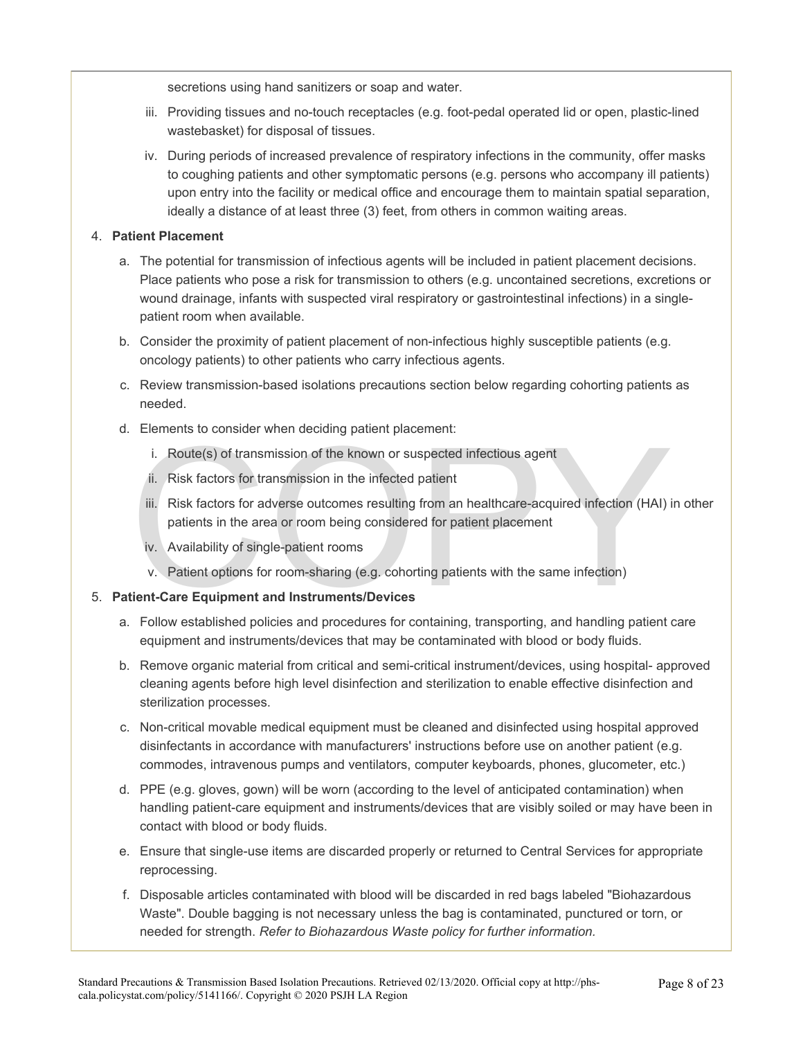secretions using hand sanitizers or soap and water.

iii. Providing tissues and no-touch receptacles (e.g. foot-pedal operated lid or open, plastic-lined wastebasket) for disposal of tissues.

iv. During periods of increased prevalence of respiratory infections in the community, offer masks to coughing patients and other symptomatic persons (e.g. persons who accompany ill patients) upon entry into the facility or medical office and encourage them to maintain spatial separation, ideally a distance of at least three (3) feet, from others in common waiting areas.

4. **Patient Placement**

   a. The potential for transmission of infectious agents will be included in patient placement decisions. Place patients who pose a risk for transmission to others (e.g. uncontained secretions, excretions or wound drainage, infants with suspected viral respiratory or gastrointestinal infections) in a single-patient room when available.

   b. Consider the proximity of patient placement of non-infectious highly susceptible patients (e.g. oncology patients) to other patients who carry infectious agents.

   c. Review transmission-based isolations precautions section below regarding cohorting patients as needed.

   d. Elements to consider when deciding patient placement:

      i. Route(s) of transmission of the known or suspected infectious agent

      ii. Risk factors for transmission in the infected patient

      iii. Risk factors for adverse outcomes resulting from an healthcare-acquired infection (HAI) in other patients in the area or room being considered for patient placement

      iv. Availability of single-patient rooms

      v. Patient options for room-sharing (e.g. cohorting patients with the same infection)

5. **Patient-Care Equipment and Instruments/Devices**

   a. Follow established policies and procedures for containing, transporting, and handling patient care equipment and instruments/devices that may be contaminated with blood or body fluids.

   b. Remove organic material from critical and semi-critical instrument/devices, using hospital- approved cleaning agents before high level disinfection and sterilization to enable effective disinfection and sterilization processes.

   c. Non-critical movable medical equipment must be cleaned and disinfected using hospital approved disinfectants in accordance with manufacturers' instructions before use on another patient (e.g. commodes, intravenous pumps and ventilators, computer keyboards, phones, glucometer, etc.)

   d. PPE (e.g. gloves, gown) will be worn (according to the level of anticipated contamination) when handling patient-care equipment and instruments/devices that are visibly soiled or may have been in contact with blood or body fluids.

   e. Ensure that single-use items are discarded properly or returned to Central Services for appropriate reprocessing.

   f. Disposable articles contaminated with blood will be discarded in red bags labeled "Biohazardous Waste". Double bagging is not necessary unless the bag is contaminated, punctured or torn, or needed for strength. *Refer to Biohazardous Waste policy for further information.*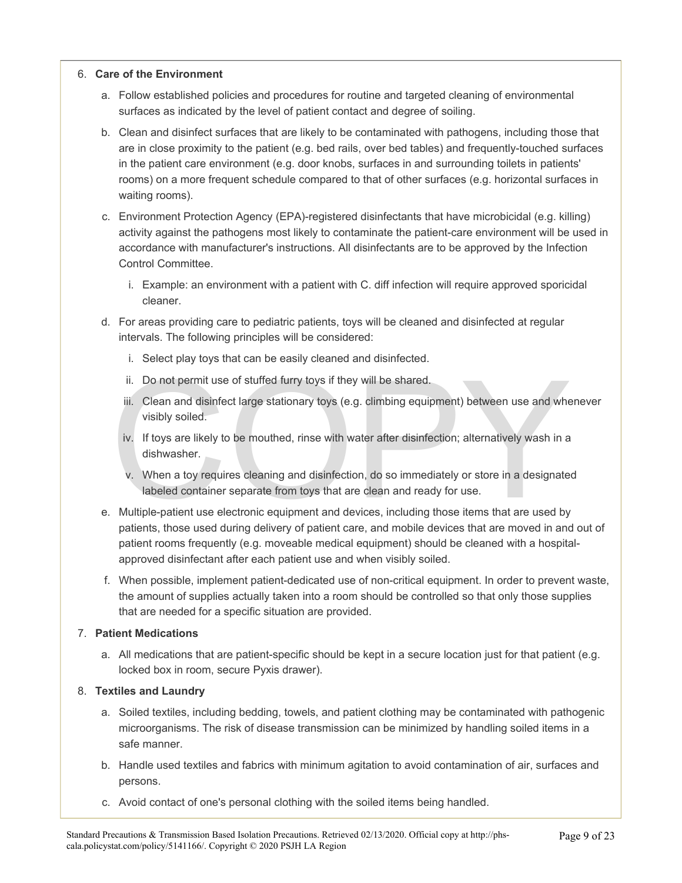6. **Care of the Environment**

   a. Follow established policies and procedures for routine and targeted cleaning of environmental surfaces as indicated by the level of patient contact and degree of soiling.

   b. Clean and disinfect surfaces that are likely to be contaminated with pathogens, including those that are in close proximity to the patient (e.g. bed rails, over bed tables) and frequently-touched surfaces in the patient care environment (e.g. door knobs, surfaces in and surrounding toilets in patients' rooms) on a more frequent schedule compared to that of other surfaces (e.g. horizontal surfaces in waiting rooms).

   c. Environment Protection Agency (EPA)-registered disinfectants that have microbicidal (e.g. killing) activity against the pathogens most likely to contaminate the patient-care environment will be used in accordance with manufacturer's instructions. All disinfectants are to be approved by the Infection Control Committee.

      i. Example: an environment with a patient with C. diff infection will require approved sporicidal cleaner.

   d. For areas providing care to pediatric patients, toys will be cleaned and disinfected at regular intervals. The following principles will be considered:

      i. Select play toys that can be easily cleaned and disinfected.

      ii. Do not permit use of stuffed furry toys if they will be shared.

      iii. Clean and disinfect large stationary toys (e.g. climbing equipment) between use and whenever visibly soiled.

      iv. If toys are likely to be mouthed, rinse with water after disinfection; alternatively wash in a dishwasher.

      v. When a toy requires cleaning and disinfection, do so immediately or store in a designated labeled container separate from toys that are clean and ready for use.

   e. Multiple-patient use electronic equipment and devices, including those items that are used by patients, those used during delivery of patient care, and mobile devices that are moved in and out of patient rooms frequently (e.g. moveable medical equipment) should be cleaned with a hospital-approved disinfectant after each patient use and when visibly soiled.

   f. When possible, implement patient-dedicated use of non-critical equipment. In order to prevent waste, the amount of supplies actually taken into a room should be controlled so that only those supplies that are needed for a specific situation are provided.

7. **Patient Medications**

   a. All medications that are patient-specific should be kept in a secure location just for that patient (e.g. locked box in room, secure Pyxis drawer).

8. **Textiles and Laundry**

   a. Soiled textiles, including bedding, towels, and patient clothing may be contaminated with pathogenic microorganisms. The risk of disease transmission can be minimized by handling soiled items in a safe manner.

   b. Handle used textiles and fabrics with minimum agitation to avoid contamination of air, surfaces and persons.

   c. Avoid contact of one's personal clothing with the soiled items being handled.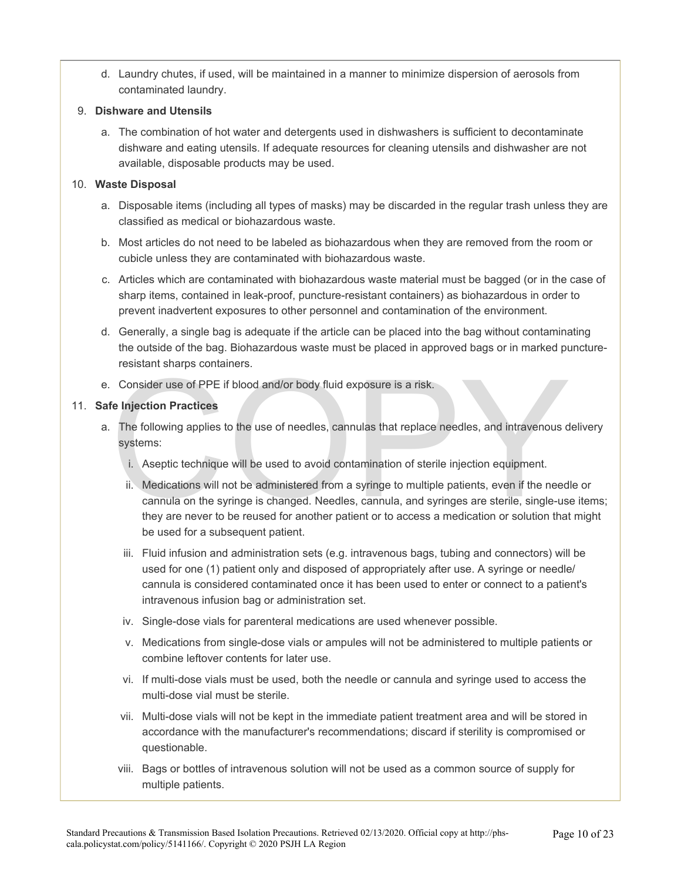d. Laundry chutes, if used, will be maintained in a manner to minimize dispersion of aerosols from contaminated laundry.

9. **Dishware and Utensils**

   a. The combination of hot water and detergents used in dishwashers is sufficient to decontaminate dishware and eating utensils. If adequate resources for cleaning utensils and dishwasher are not available, disposable products may be used.

10. **Waste Disposal**

    a. Disposable items (including all types of masks) may be discarded in the regular trash unless they are classified as medical or biohazardous waste.

    b. Most articles do not need to be labeled as biohazardous when they are removed from the room or cubicle unless they are contaminated with biohazardous waste.

    c. Articles which are contaminated with biohazardous waste material must be bagged (or in the case of sharp items, contained in leak-proof, puncture-resistant containers) as biohazardous in order to prevent inadvertent exposures to other personnel and contamination of the environment.

    d. Generally, a single bag is adequate if the article can be placed into the bag without contaminating the outside of the bag. Biohazardous waste must be placed in approved bags or in marked puncture-resistant sharps containers.

    e. Consider use of PPE if blood and/or body fluid exposure is a risk.

11. **Safe Injection Practices**

    a. The following applies to the use of needles, cannulas that replace needles, and intravenous delivery systems:

       i. Aseptic technique will be used to avoid contamination of sterile injection equipment.

       ii. Medications will not be administered from a syringe to multiple patients, even if the needle or cannula on the syringe is changed. Needles, cannula, and syringes are sterile, single-use items; they are never to be reused for another patient or to access a medication or solution that might be used for a subsequent patient.

       iii. Fluid infusion and administration sets (e.g. intravenous bags, tubing and connectors) will be used for one (1) patient only and disposed of appropriately after use. A syringe or needle/ cannula is considered contaminated once it has been used to enter or connect to a patient's intravenous infusion bag or administration set.

       iv. Single-dose vials for parenteral medications are used whenever possible.

       v. Medications from single-dose vials or ampules will not be administered to multiple patients or combine leftover contents for later use.

       vi. If multi-dose vials must be used, both the needle or cannula and syringe used to access the multi-dose vial must be sterile.

       vii. Multi-dose vials will not be kept in the immediate patient treatment area and will be stored in accordance with the manufacturer's recommendations; discard if sterility is compromised or questionable.

       viii. Bags or bottles of intravenous solution will not be used as a common source of supply for multiple patients.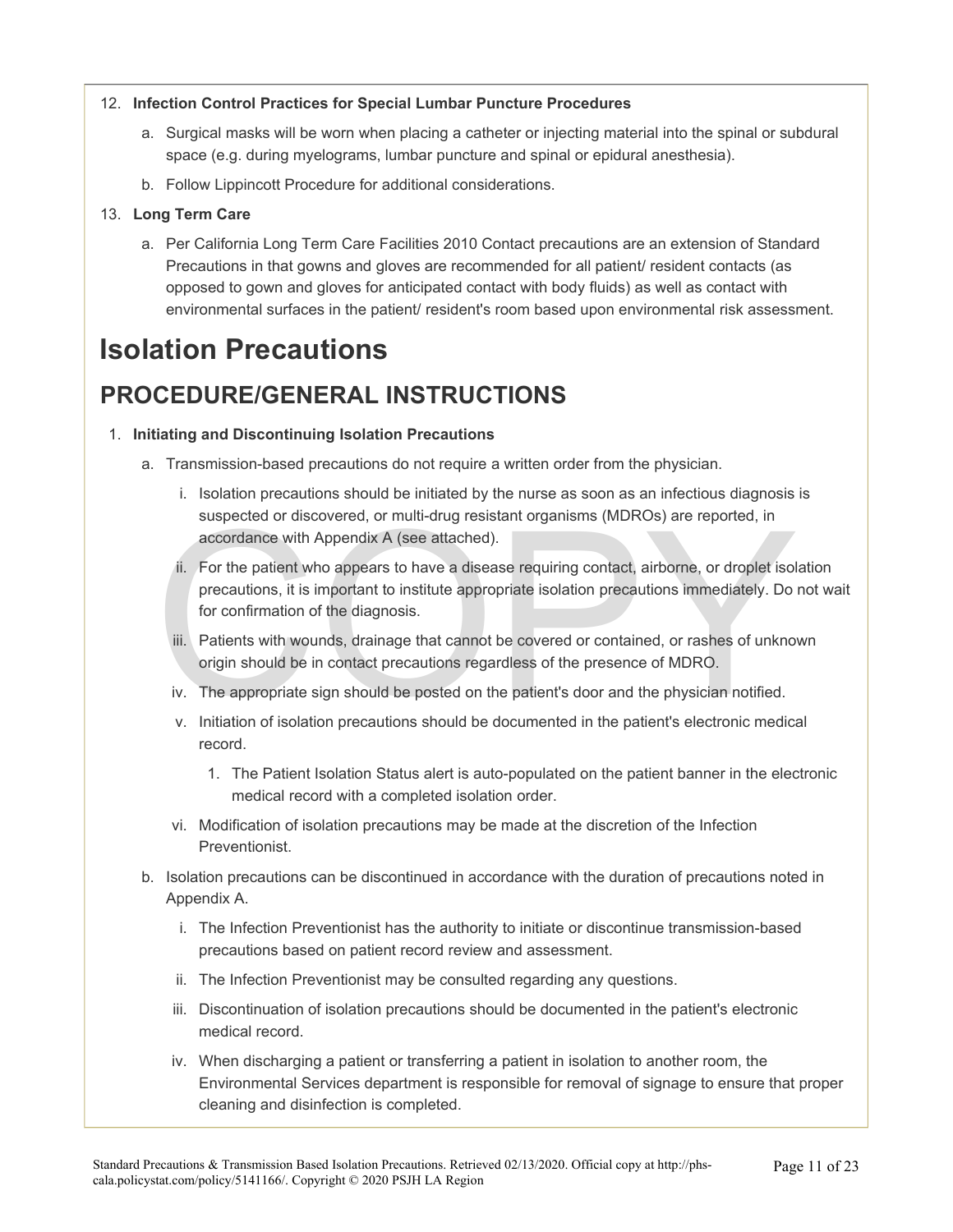12. **Infection Control Practices for Special Lumbar Puncture Procedures**
    a. Surgical masks will be worn when placing a catheter or injecting material into the spinal or subdural space (e.g. during myelograms, lumbar puncture and spinal or epidural anesthesia).
    b. Follow Lippincott Procedure for additional considerations.
13. **Long Term Care**
    a. Per California Long Term Care Facilities 2010 Contact precautions are an extension of Standard Precautions in that gowns and gloves are recommended for all patient/ resident contacts (as opposed to gown and gloves for anticipated contact with body fluids) as well as contact with environmental surfaces in the patient/ resident's room based upon environmental risk assessment.

# Isolation Precautions

## PROCEDURE/GENERAL INSTRUCTIONS

1. **Initiating and Discontinuing Isolation Precautions**
   a. Transmission-based precautions do not require a written order from the physician.
      i. Isolation precautions should be initiated by the nurse as soon as an infectious diagnosis is suspected or discovered, or multi-drug resistant organisms (MDROs) are reported, in accordance with Appendix A (see attached).
      ii. For the patient who appears to have a disease requiring contact, airborne, or droplet isolation precautions, it is important to institute appropriate isolation precautions immediately. Do not wait for confirmation of the diagnosis.
      iii. Patients with wounds, drainage that cannot be covered or contained, or rashes of unknown origin should be in contact precautions regardless of the presence of MDRO.
      iv. The appropriate sign should be posted on the patient's door and the physician notified.
      v. Initiation of isolation precautions should be documented in the patient's electronic medical record.
         1. The Patient Isolation Status alert is auto-populated on the patient banner in the electronic medical record with a completed isolation order.
      vi. Modification of isolation precautions may be made at the discretion of the Infection Preventionist.
   b. Isolation precautions can be discontinued in accordance with the duration of precautions noted in Appendix A.
      i. The Infection Preventionist has the authority to initiate or discontinue transmission-based precautions based on patient record review and assessment.
      ii. The Infection Preventionist may be consulted regarding any questions.
      iii. Discontinuation of isolation precautions should be documented in the patient's electronic medical record.
      iv. When discharging a patient or transferring a patient in isolation to another room, the Environmental Services department is responsible for removal of signage to ensure that proper cleaning and disinfection is completed.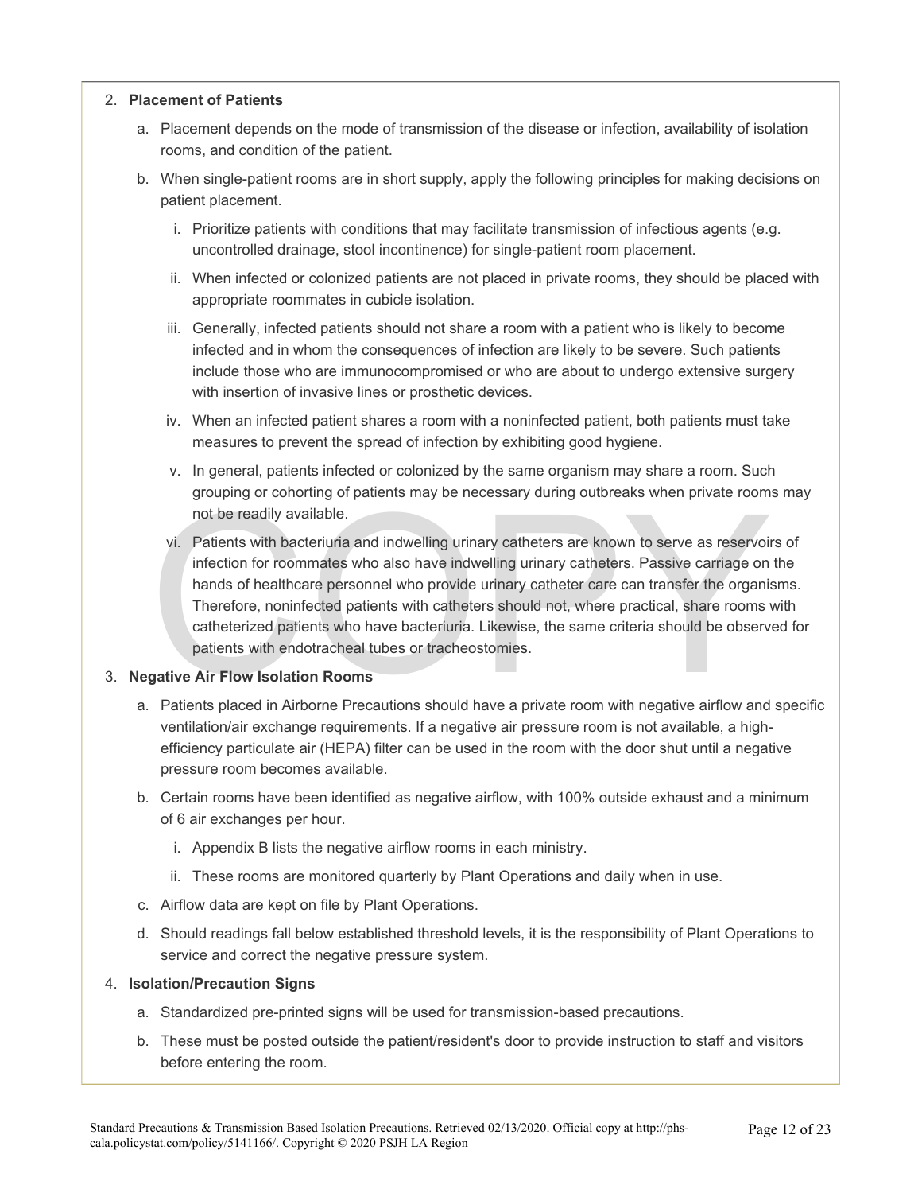2. **Placement of Patients**

   a. Placement depends on the mode of transmission of the disease or infection, availability of isolation rooms, and condition of the patient.

   b. When single-patient rooms are in short supply, apply the following principles for making decisions on patient placement.

      i. Prioritize patients with conditions that may facilitate transmission of infectious agents (e.g. uncontrolled drainage, stool incontinence) for single-patient room placement.

      ii. When infected or colonized patients are not placed in private rooms, they should be placed with appropriate roommates in cubicle isolation.

      iii. Generally, infected patients should not share a room with a patient who is likely to become infected and in whom the consequences of infection are likely to be severe. Such patients include those who are immunocompromised or who are about to undergo extensive surgery with insertion of invasive lines or prosthetic devices.

      iv. When an infected patient shares a room with a noninfected patient, both patients must take measures to prevent the spread of infection by exhibiting good hygiene.

      v. In general, patients infected or colonized by the same organism may share a room. Such grouping or cohorting of patients may be necessary during outbreaks when private rooms may not be readily available.

      vi. Patients with bacteriuria and indwelling urinary catheters are known to serve as reservoirs of infection for roommates who also have indwelling urinary catheters. Passive carriage on the hands of healthcare personnel who provide urinary catheter care can transfer the organisms. Therefore, noninfected patients with catheters should not, where practical, share rooms with catheterized patients who have bacteriuria. Likewise, the same criteria should be observed for patients with endotracheal tubes or tracheostomies.

3. **Negative Air Flow Isolation Rooms**

   a. Patients placed in Airborne Precautions should have a private room with negative airflow and specific ventilation/air exchange requirements. If a negative air pressure room is not available, a high-efficiency particulate air (HEPA) filter can be used in the room with the door shut until a negative pressure room becomes available.

   b. Certain rooms have been identified as negative airflow, with 100% outside exhaust and a minimum of 6 air exchanges per hour.

      i. Appendix B lists the negative airflow rooms in each ministry.

      ii. These rooms are monitored quarterly by Plant Operations and daily when in use.

   c. Airflow data are kept on file by Plant Operations.

   d. Should readings fall below established threshold levels, it is the responsibility of Plant Operations to service and correct the negative pressure system.

4. **Isolation/Precaution Signs**

   a. Standardized pre-printed signs will be used for transmission-based precautions.

   b. These must be posted outside the patient/resident's door to provide instruction to staff and visitors before entering the room.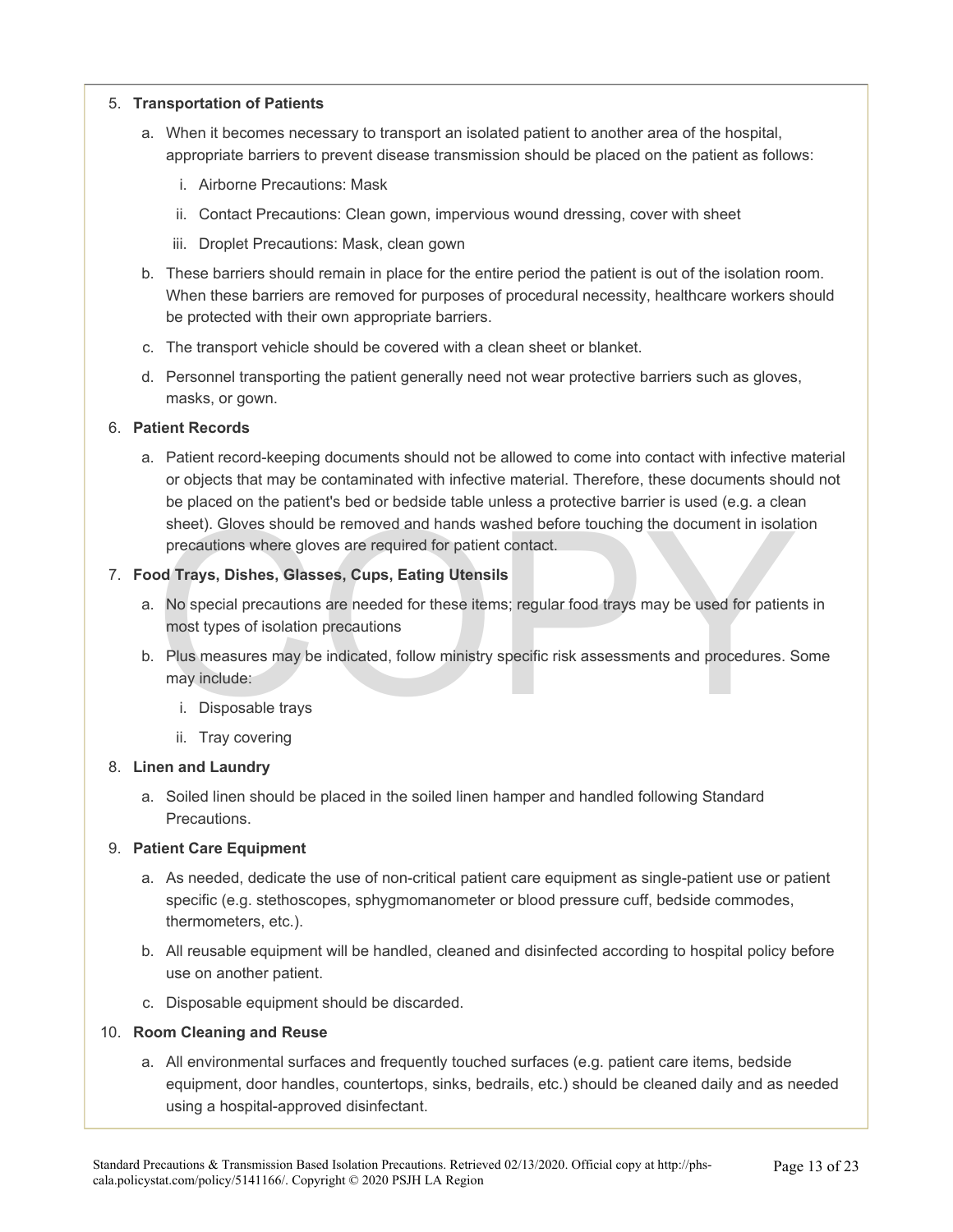5. **Transportation of Patients**
   a. When it becomes necessary to transport an isolated patient to another area of the hospital, appropriate barriers to prevent disease transmission should be placed on the patient as follows:
      i. Airborne Precautions: Mask
      ii. Contact Precautions: Clean gown, impervious wound dressing, cover with sheet
      iii. Droplet Precautions: Mask, clean gown
   b. These barriers should remain in place for the entire period the patient is out of the isolation room. When these barriers are removed for purposes of procedural necessity, healthcare workers should be protected with their own appropriate barriers.
   c. The transport vehicle should be covered with a clean sheet or blanket.
   d. Personnel transporting the patient generally need not wear protective barriers such as gloves, masks, or gown.

6. **Patient Records**
   a. Patient record-keeping documents should not be allowed to come into contact with infective material or objects that may be contaminated with infective material. Therefore, these documents should not be placed on the patient's bed or bedside table unless a protective barrier is used (e.g. a clean sheet). Gloves should be removed and hands washed before touching the document in isolation precautions where gloves are required for patient contact.

7. **Food Trays, Dishes, Glasses, Cups, Eating Utensils**
   a. No special precautions are needed for these items; regular food trays may be used for patients in most types of isolation precautions
   b. Plus measures may be indicated, follow ministry specific risk assessments and procedures. Some may include:
      i. Disposable trays
      ii. Tray covering

8. **Linen and Laundry**
   a. Soiled linen should be placed in the soiled linen hamper and handled following Standard Precautions.

9. **Patient Care Equipment**
   a. As needed, dedicate the use of non-critical patient care equipment as single-patient use or patient specific (e.g. stethoscopes, sphygmomanometer or blood pressure cuff, bedside commodes, thermometers, etc.).
   b. All reusable equipment will be handled, cleaned and disinfected according to hospital policy before use on another patient.
   c. Disposable equipment should be discarded.

10. **Room Cleaning and Reuse**
    a. All environmental surfaces and frequently touched surfaces (e.g. patient care items, bedside equipment, door handles, countertops, sinks, bedrails, etc.) should be cleaned daily and as needed using a hospital-approved disinfectant.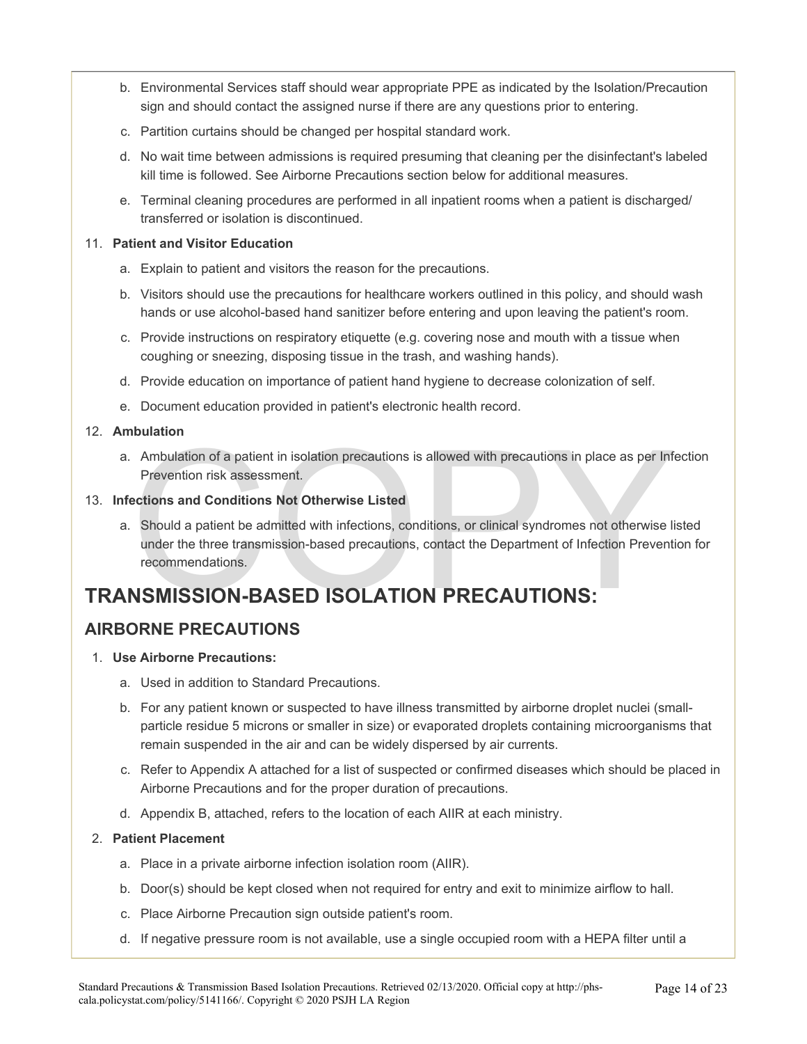b. Environmental Services staff should wear appropriate PPE as indicated by the Isolation/Precaution sign and should contact the assigned nurse if there are any questions prior to entering.

c. Partition curtains should be changed per hospital standard work.

d. No wait time between admissions is required presuming that cleaning per the disinfectant's labeled kill time is followed. See Airborne Precautions section below for additional measures.

e. Terminal cleaning procedures are performed in all inpatient rooms when a patient is discharged/ transferred or isolation is discontinued.

11. **Patient and Visitor Education**

    a. Explain to patient and visitors the reason for the precautions.

    b. Visitors should use the precautions for healthcare workers outlined in this policy, and should wash hands or use alcohol-based hand sanitizer before entering and upon leaving the patient's room.

    c. Provide instructions on respiratory etiquette (e.g. covering nose and mouth with a tissue when coughing or sneezing, disposing tissue in the trash, and washing hands).

    d. Provide education on importance of patient hand hygiene to decrease colonization of self.

    e. Document education provided in patient's electronic health record.

12. **Ambulation**

    a. Ambulation of a patient in isolation precautions is allowed with precautions in place as per Infection Prevention risk assessment.

13. **Infections and Conditions Not Otherwise Listed**

    a. Should a patient be admitted with infections, conditions, or clinical syndromes not otherwise listed under the three transmission-based precautions, contact the Department of Infection Prevention for recommendations.

# TRANSMISSION-BASED ISOLATION PRECAUTIONS:

## AIRBORNE PRECAUTIONS

1. **Use Airborne Precautions:**

    a. Used in addition to Standard Precautions.

    b. For any patient known or suspected to have illness transmitted by airborne droplet nuclei (small-particle residue 5 microns or smaller in size) or evaporated droplets containing microorganisms that remain suspended in the air and can be widely dispersed by air currents.

    c. Refer to Appendix A attached for a list of suspected or confirmed diseases which should be placed in Airborne Precautions and for the proper duration of precautions.

    d. Appendix B, attached, refers to the location of each AIIR at each ministry.

2. **Patient Placement**

    a. Place in a private airborne infection isolation room (AIIR).

    b. Door(s) should be kept closed when not required for entry and exit to minimize airflow to hall.

    c. Place Airborne Precaution sign outside patient's room.

    d. If negative pressure room is not available, use a single occupied room with a HEPA filter until a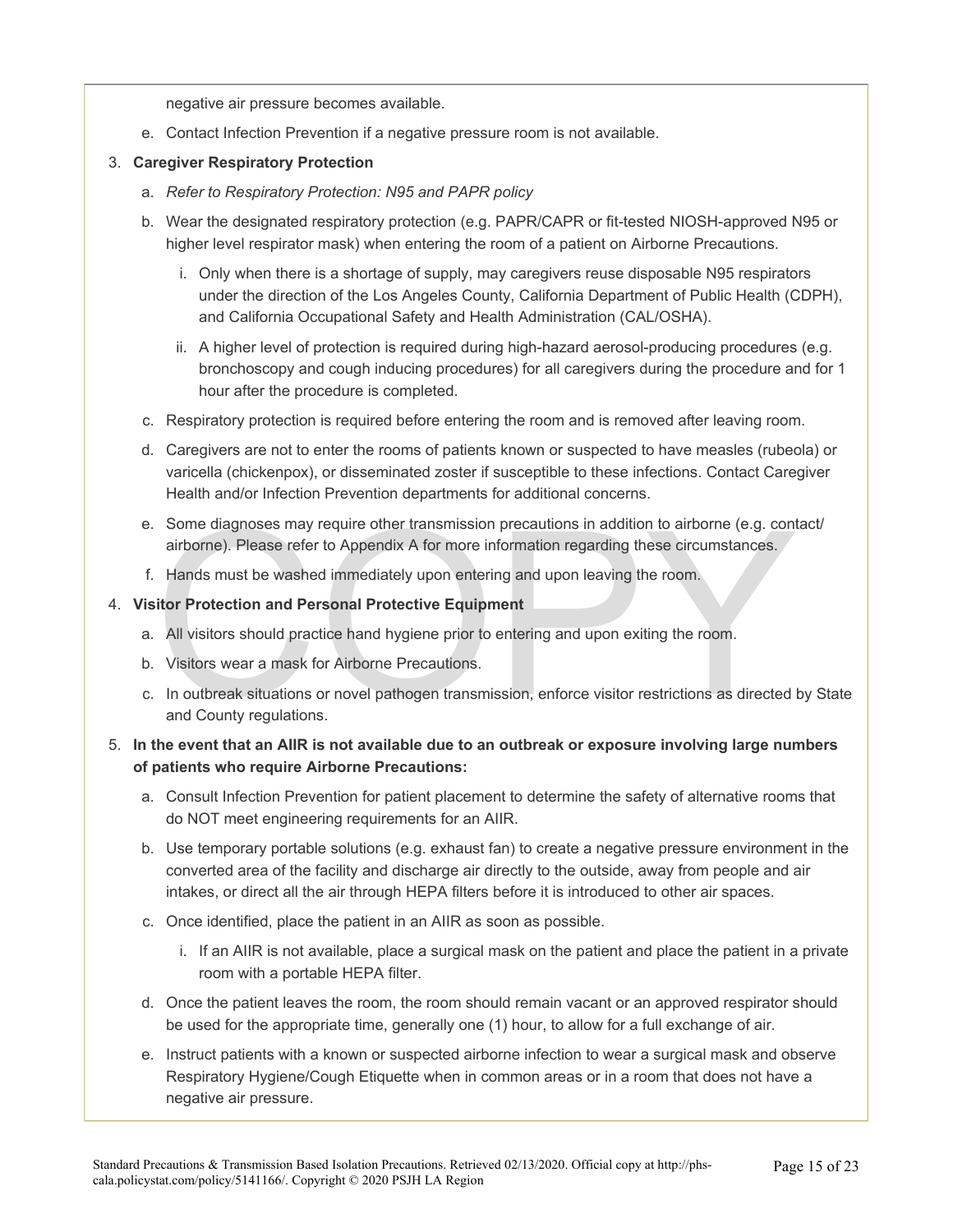negative air pressure becomes available.

e. Contact Infection Prevention if a negative pressure room is not available.

3. **Caregiver Respiratory Protection**

   a. *Refer to Respiratory Protection: N95 and PAPR policy*

   b. Wear the designated respiratory protection (e.g. PAPR/CAPR or fit-tested NIOSH-approved N95 or higher level respirator mask) when entering the room of a patient on Airborne Precautions.

      i. Only when there is a shortage of supply, may caregivers reuse disposable N95 respirators under the direction of the Los Angeles County, California Department of Public Health (CDPH), and California Occupational Safety and Health Administration (CAL/OSHA).

      ii. A higher level of protection is required during high-hazard aerosol-producing procedures (e.g. bronchoscopy and cough inducing procedures) for all caregivers during the procedure and for 1 hour after the procedure is completed.

   c. Respiratory protection is required before entering the room and is removed after leaving room.

   d. Caregivers are not to enter the rooms of patients known or suspected to have measles (rubeola) or varicella (chickenpox), or disseminated zoster if susceptible to these infections. Contact Caregiver Health and/or Infection Prevention departments for additional concerns.

   e. Some diagnoses may require other transmission precautions in addition to airborne (e.g. contact/airborne). Please refer to Appendix A for more information regarding these circumstances.

   f. Hands must be washed immediately upon entering and upon leaving the room.

4. **Visitor Protection and Personal Protective Equipment**

   a. All visitors should practice hand hygiene prior to entering and upon exiting the room.

   b. Visitors wear a mask for Airborne Precautions.

   c. In outbreak situations or novel pathogen transmission, enforce visitor restrictions as directed by State and County regulations.

5. **In the event that an AIIR is not available due to an outbreak or exposure involving large numbers of patients who require Airborne Precautions:**

   a. Consult Infection Prevention for patient placement to determine the safety of alternative rooms that do NOT meet engineering requirements for an AIIR.

   b. Use temporary portable solutions (e.g. exhaust fan) to create a negative pressure environment in the converted area of the facility and discharge air directly to the outside, away from people and air intakes, or direct all the air through HEPA filters before it is introduced to other air spaces.

   c. Once identified, place the patient in an AIIR as soon as possible.

      i. If an AIIR is not available, place a surgical mask on the patient and place the patient in a private room with a portable HEPA filter.

   d. Once the patient leaves the room, the room should remain vacant or an approved respirator should be used for the appropriate time, generally one (1) hour, to allow for a full exchange of air.

   e. Instruct patients with a known or suspected airborne infection to wear a surgical mask and observe Respiratory Hygiene/Cough Etiquette when in common areas or in a room that does not have a negative air pressure.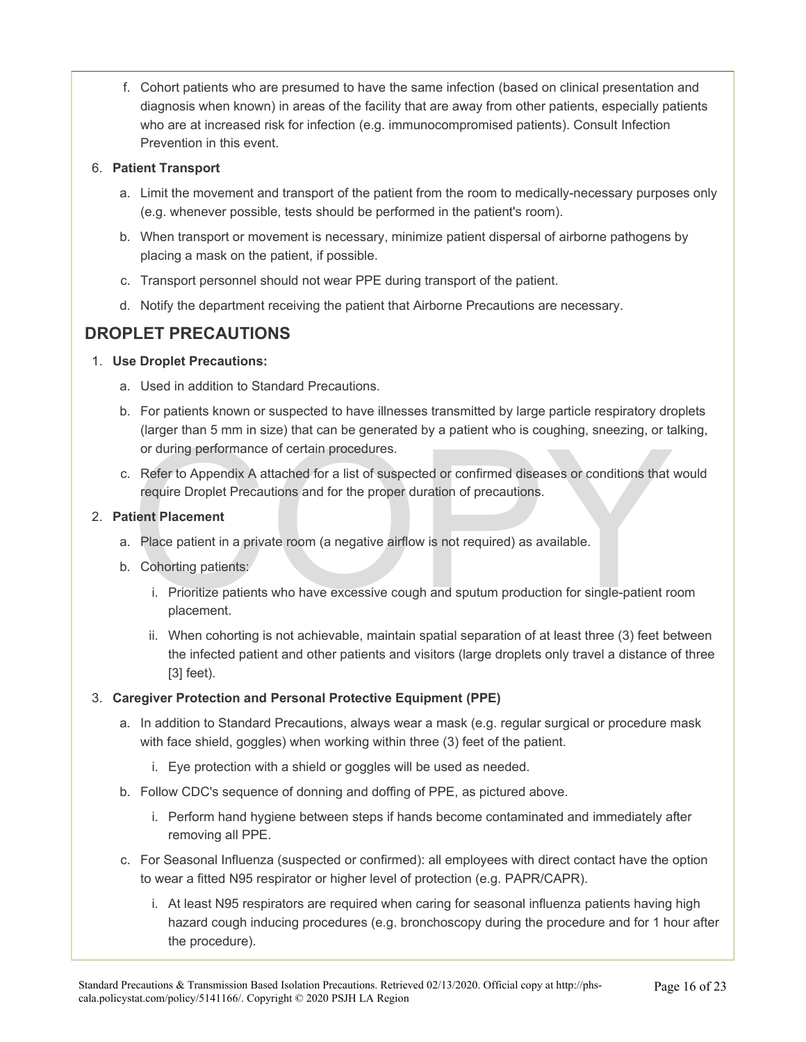f. Cohort patients who are presumed to have the same infection (based on clinical presentation and diagnosis when known) in areas of the facility that are away from other patients, especially patients who are at increased risk for infection (e.g. immunocompromised patients). Consult Infection Prevention in this event.

6. **Patient Transport**

   a. Limit the movement and transport of the patient from the room to medically-necessary purposes only (e.g. whenever possible, tests should be performed in the patient's room).

   b. When transport or movement is necessary, minimize patient dispersal of airborne pathogens by placing a mask on the patient, if possible.

   c. Transport personnel should not wear PPE during transport of the patient.

   d. Notify the department receiving the patient that Airborne Precautions are necessary.

## DROPLET PRECAUTIONS

1. **Use Droplet Precautions:**

   a. Used in addition to Standard Precautions.

   b. For patients known or suspected to have illnesses transmitted by large particle respiratory droplets (larger than 5 mm in size) that can be generated by a patient who is coughing, sneezing, or talking, or during performance of certain procedures.

   c. Refer to Appendix A attached for a list of suspected or confirmed diseases or conditions that would require Droplet Precautions and for the proper duration of precautions.

2. **Patient Placement**

   a. Place patient in a private room (a negative airflow is not required) as available.

   b. Cohorting patients:

      i. Prioritize patients who have excessive cough and sputum production for single-patient room placement.

      ii. When cohorting is not achievable, maintain spatial separation of at least three (3) feet between the infected patient and other patients and visitors (large droplets only travel a distance of three [3] feet).

3. **Caregiver Protection and Personal Protective Equipment (PPE)**

   a. In addition to Standard Precautions, always wear a mask (e.g. regular surgical or procedure mask with face shield, goggles) when working within three (3) feet of the patient.

      i. Eye protection with a shield or goggles will be used as needed.

   b. Follow CDC's sequence of donning and doffing of PPE, as pictured above.

      i. Perform hand hygiene between steps if hands become contaminated and immediately after removing all PPE.

   c. For Seasonal Influenza (suspected or confirmed): all employees with direct contact have the option to wear a fitted N95 respirator or higher level of protection (e.g. PAPR/CAPR).

      i. At least N95 respirators are required when caring for seasonal influenza patients having high hazard cough inducing procedures (e.g. bronchoscopy during the procedure and for 1 hour after the procedure).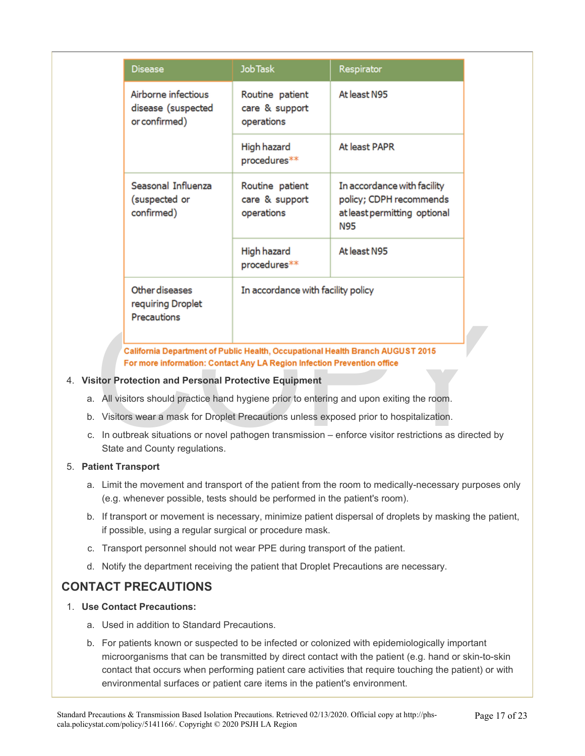| Disease | Job Task | Respirator |
| --- | --- | --- |
| Airborne infectious disease (suspected or confirmed) | Routine patient care & support operations | At least N95 |
| | High hazard procedures** | At least PAPR |
| Seasonal Influenza (suspected or confirmed) | Routine patient care & support operations | In accordance with facility policy; CDPH recommends at least permitting optional N95 |
| | High hazard procedures** | At least N95 |
| Other diseases requiring Droplet Precautions | In accordance with facility policy | |

**California Department of Public Health, Occupational Health Branch AUGUST 2015**
**For more information: Contact Any LA Region Infection Prevention office**

4. **Visitor Protection and Personal Protective Equipment**
   a. All visitors should practice hand hygiene prior to entering and upon exiting the room.
   b. Visitors wear a mask for Droplet Precautions unless exposed prior to hospitalization.
   c. In outbreak situations or novel pathogen transmission – enforce visitor restrictions as directed by State and County regulations.
5. **Patient Transport**
   a. Limit the movement and transport of the patient from the room to medically-necessary purposes only (e.g. whenever possible, tests should be performed in the patient's room).
   b. If transport or movement is necessary, minimize patient dispersal of droplets by masking the patient, if possible, using a regular surgical or procedure mask.
   c. Transport personnel should not wear PPE during transport of the patient.
   d. Notify the department receiving the patient that Droplet Precautions are necessary.

## CONTACT PRECAUTIONS

1. **Use Contact Precautions:**
   a. Used in addition to Standard Precautions.
   b. For patients known or suspected to be infected or colonized with epidemiologically important microorganisms that can be transmitted by direct contact with the patient (e.g. hand or skin-to-skin contact that occurs when performing patient care activities that require touching the patient) or with environmental surfaces or patient care items in the patient's environment.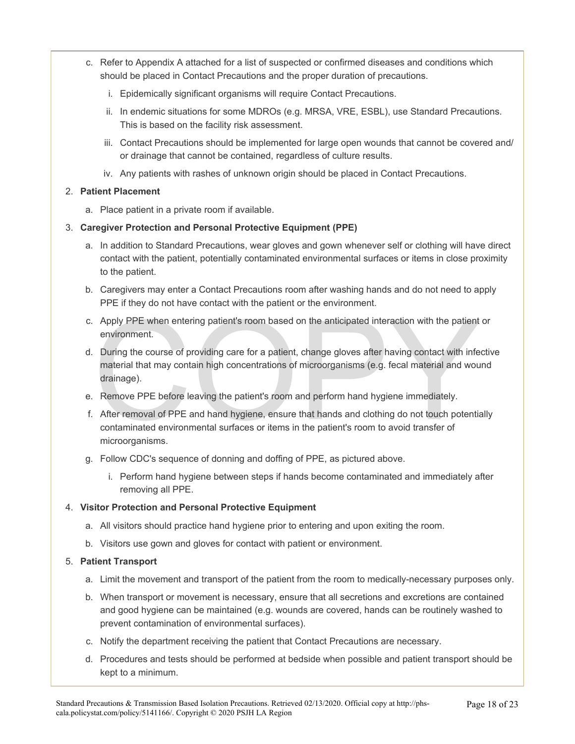c. Refer to Appendix A attached for a list of suspected or confirmed diseases and conditions which should be placed in Contact Precautions and the proper duration of precautions.

   i. Epidemically significant organisms will require Contact Precautions.

   ii. In endemic situations for some MDROs (e.g. MRSA, VRE, ESBL), use Standard Precautions. This is based on the facility risk assessment.

   iii. Contact Precautions should be implemented for large open wounds that cannot be covered and/or drainage that cannot be contained, regardless of culture results.

   iv. Any patients with rashes of unknown origin should be placed in Contact Precautions.

2. **Patient Placement**

   a. Place patient in a private room if available.

3. **Caregiver Protection and Personal Protective Equipment (PPE)**

   a. In addition to Standard Precautions, wear gloves and gown whenever self or clothing will have direct contact with the patient, potentially contaminated environmental surfaces or items in close proximity to the patient.

   b. Caregivers may enter a Contact Precautions room after washing hands and do not need to apply PPE if they do not have contact with the patient or the environment.

   c. Apply PPE when entering patient's room based on the anticipated interaction with the patient or environment.

   d. During the course of providing care for a patient, change gloves after having contact with infective material that may contain high concentrations of microorganisms (e.g. fecal material and wound drainage).

   e. Remove PPE before leaving the patient's room and perform hand hygiene immediately.

   f. After removal of PPE and hand hygiene, ensure that hands and clothing do not touch potentially contaminated environmental surfaces or items in the patient's room to avoid transfer of microorganisms.

   g. Follow CDC's sequence of donning and doffing of PPE, as pictured above.

      i. Perform hand hygiene between steps if hands become contaminated and immediately after removing all PPE.

4. **Visitor Protection and Personal Protective Equipment**

   a. All visitors should practice hand hygiene prior to entering and upon exiting the room.

   b. Visitors use gown and gloves for contact with patient or environment.

5. **Patient Transport**

   a. Limit the movement and transport of the patient from the room to medically-necessary purposes only.

   b. When transport or movement is necessary, ensure that all secretions and excretions are contained and good hygiene can be maintained (e.g. wounds are covered, hands can be routinely washed to prevent contamination of environmental surfaces).

   c. Notify the department receiving the patient that Contact Precautions are necessary.

   d. Procedures and tests should be performed at bedside when possible and patient transport should be kept to a minimum.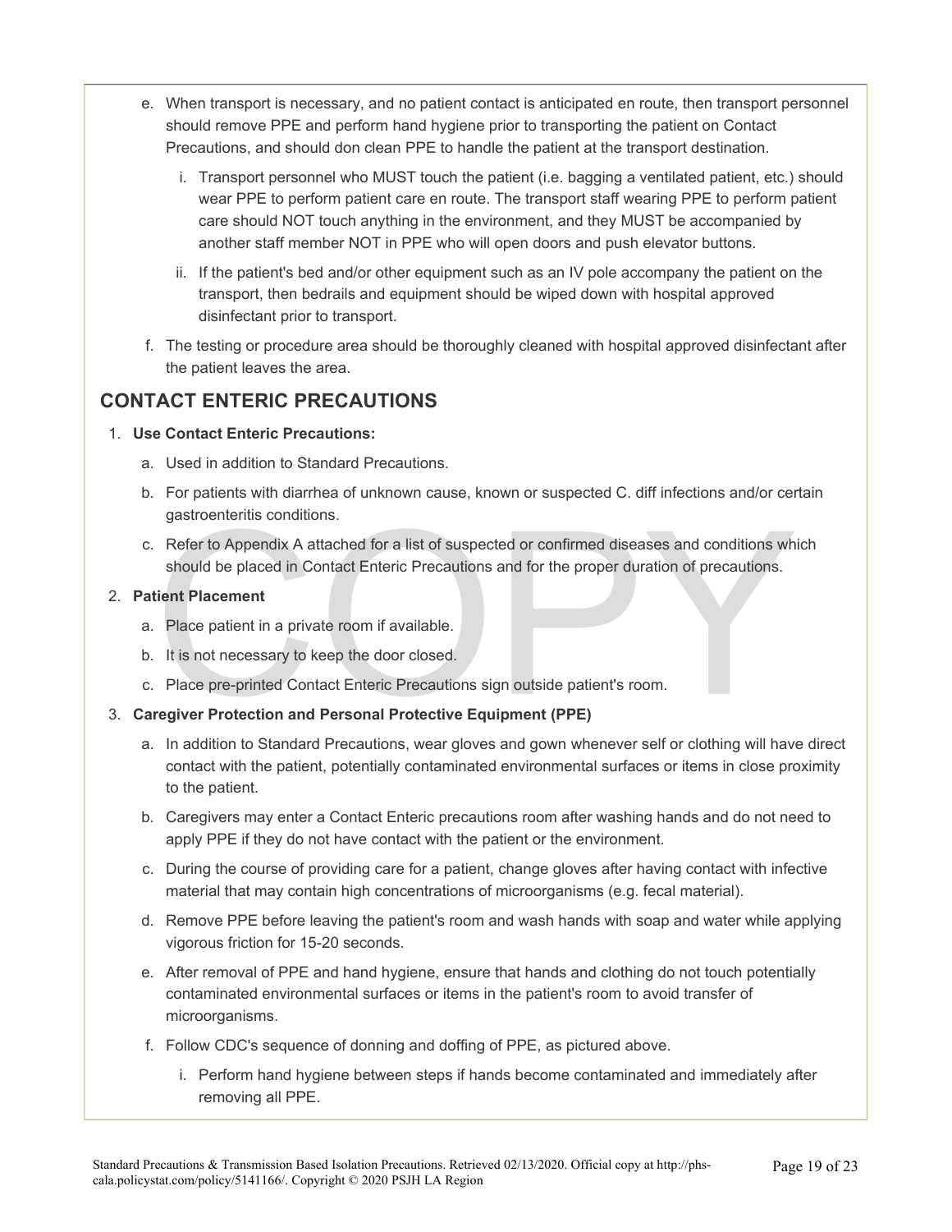e. When transport is necessary, and no patient contact is anticipated en route, then transport personnel should remove PPE and perform hand hygiene prior to transporting the patient on Contact Precautions, and should don clean PPE to handle the patient at the transport destination.

   i. Transport personnel who MUST touch the patient (i.e. bagging a ventilated patient, etc.) should wear PPE to perform patient care en route. The transport staff wearing PPE to perform patient care should NOT touch anything in the environment, and they MUST be accompanied by another staff member NOT in PPE who will open doors and push elevator buttons.

   ii. If the patient's bed and/or other equipment such as an IV pole accompany the patient on the transport, then bedrails and equipment should be wiped down with hospital approved disinfectant prior to transport.

f. The testing or procedure area should be thoroughly cleaned with hospital approved disinfectant after the patient leaves the area.

## CONTACT ENTERIC PRECAUTIONS

1. **Use Contact Enteric Precautions:**
   a. Used in addition to Standard Precautions.
   b. For patients with diarrhea of unknown cause, known or suspected C. diff infections and/or certain gastroenteritis conditions.
   c. Refer to Appendix A attached for a list of suspected or confirmed diseases and conditions which should be placed in Contact Enteric Precautions and for the proper duration of precautions.
2. **Patient Placement**
   a. Place patient in a private room if available.
   b. It is not necessary to keep the door closed.
   c. Place pre-printed Contact Enteric Precautions sign outside patient's room.
3. **Caregiver Protection and Personal Protective Equipment (PPE)**
   a. In addition to Standard Precautions, wear gloves and gown whenever self or clothing will have direct contact with the patient, potentially contaminated environmental surfaces or items in close proximity to the patient.
   b. Caregivers may enter a Contact Enteric precautions room after washing hands and do not need to apply PPE if they do not have contact with the patient or the environment.
   c. During the course of providing care for a patient, change gloves after having contact with infective material that may contain high concentrations of microorganisms (e.g. fecal material).
   d. Remove PPE before leaving the patient's room and wash hands with soap and water while applying vigorous friction for 15-20 seconds.
   e. After removal of PPE and hand hygiene, ensure that hands and clothing do not touch potentially contaminated environmental surfaces or items in the patient's room to avoid transfer of microorganisms.
   f. Follow CDC's sequence of donning and doffing of PPE, as pictured above.
      i. Perform hand hygiene between steps if hands become contaminated and immediately after removing all PPE.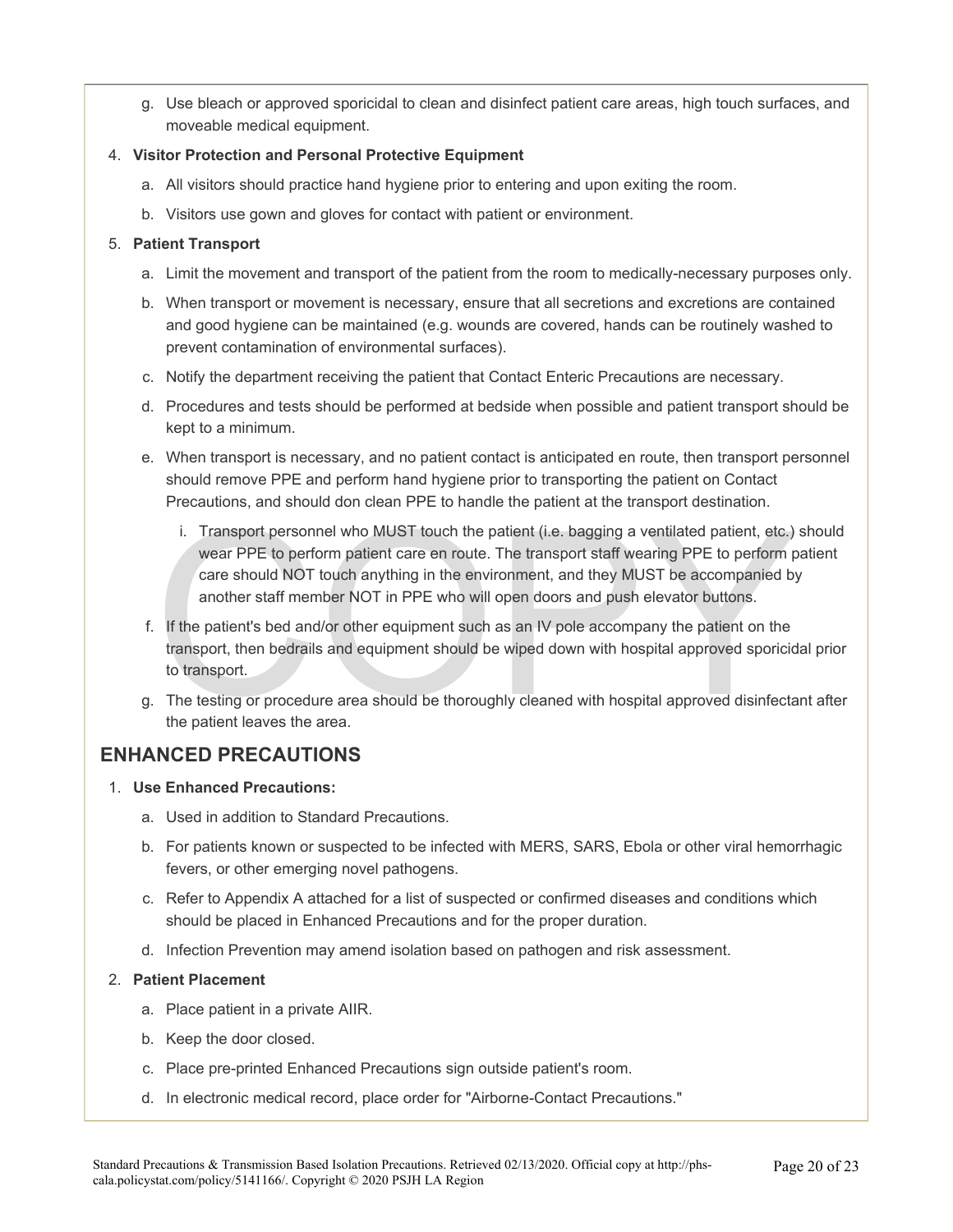g. Use bleach or approved sporicidal to clean and disinfect patient care areas, high touch surfaces, and moveable medical equipment.

4. **Visitor Protection and Personal Protective Equipment**
   a. All visitors should practice hand hygiene prior to entering and upon exiting the room.
   b. Visitors use gown and gloves for contact with patient or environment.

5. **Patient Transport**
   a. Limit the movement and transport of the patient from the room to medically-necessary purposes only.
   b. When transport or movement is necessary, ensure that all secretions and excretions are contained and good hygiene can be maintained (e.g. wounds are covered, hands can be routinely washed to prevent contamination of environmental surfaces).
   c. Notify the department receiving the patient that Contact Enteric Precautions are necessary.
   d. Procedures and tests should be performed at bedside when possible and patient transport should be kept to a minimum.
   e. When transport is necessary, and no patient contact is anticipated en route, then transport personnel should remove PPE and perform hand hygiene prior to transporting the patient on Contact Precautions, and should don clean PPE to handle the patient at the transport destination.
      i. Transport personnel who MUST touch the patient (i.e. bagging a ventilated patient, etc.) should wear PPE to perform patient care en route. The transport staff wearing PPE to perform patient care should NOT touch anything in the environment, and they MUST be accompanied by another staff member NOT in PPE who will open doors and push elevator buttons.
   f. If the patient's bed and/or other equipment such as an IV pole accompany the patient on the transport, then bedrails and equipment should be wiped down with hospital approved sporicidal prior to transport.
   g. The testing or procedure area should be thoroughly cleaned with hospital approved disinfectant after the patient leaves the area.

## ENHANCED PRECAUTIONS

1. **Use Enhanced Precautions:**
   a. Used in addition to Standard Precautions.
   b. For patients known or suspected to be infected with MERS, SARS, Ebola or other viral hemorrhagic fevers, or other emerging novel pathogens.
   c. Refer to Appendix A attached for a list of suspected or confirmed diseases and conditions which should be placed in Enhanced Precautions and for the proper duration.
   d. Infection Prevention may amend isolation based on pathogen and risk assessment.

2. **Patient Placement**
   a. Place patient in a private AIIR.
   b. Keep the door closed.
   c. Place pre-printed Enhanced Precautions sign outside patient's room.
   d. In electronic medical record, place order for "Airborne-Contact Precautions."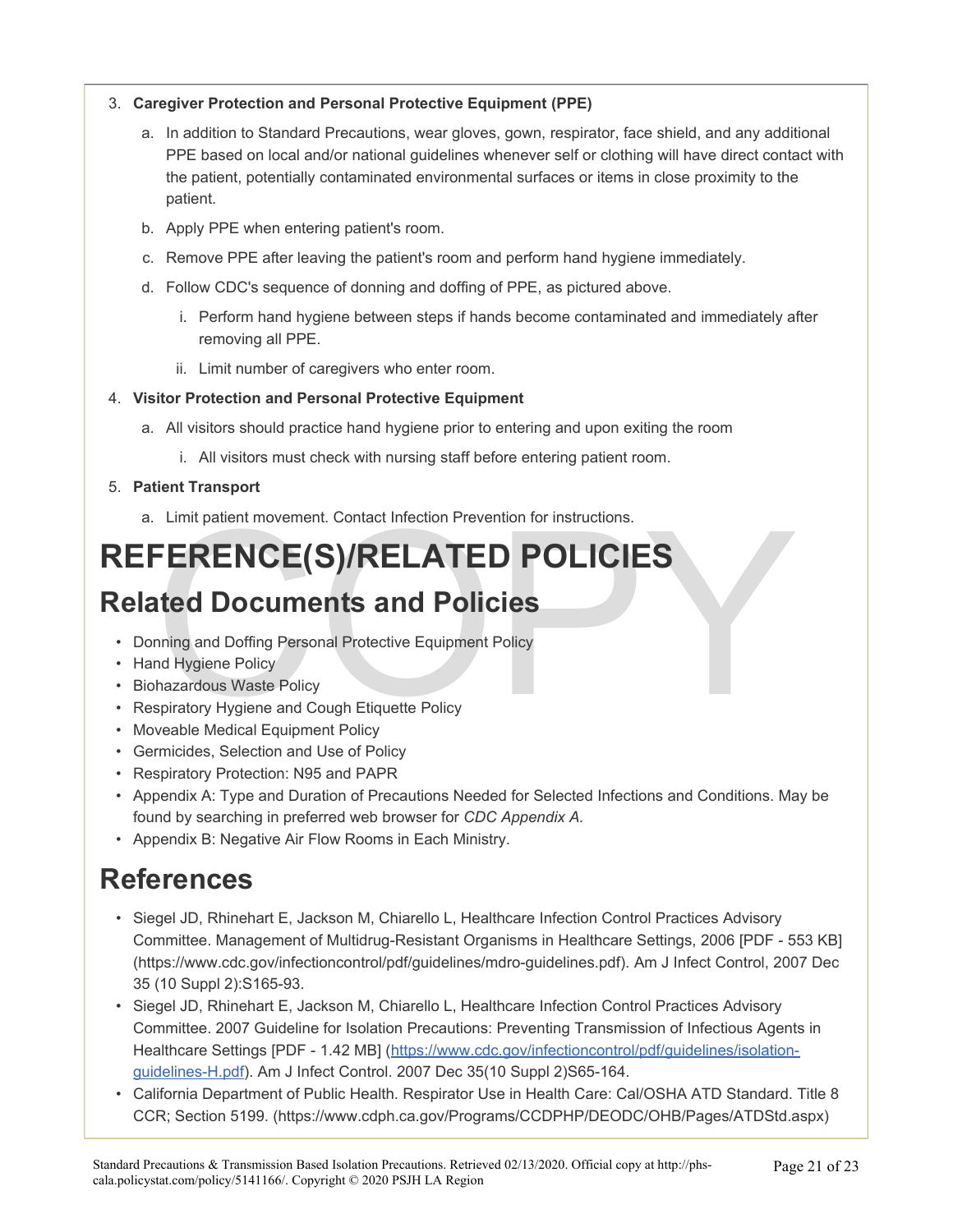3. **Caregiver Protection and Personal Protective Equipment (PPE)**
    a. In addition to Standard Precautions, wear gloves, gown, respirator, face shield, and any additional PPE based on local and/or national guidelines whenever self or clothing will have direct contact with the patient, potentially contaminated environmental surfaces or items in close proximity to the patient.
    b. Apply PPE when entering patient's room.
    c. Remove PPE after leaving the patient's room and perform hand hygiene immediately.
    d. Follow CDC's sequence of donning and doffing of PPE, as pictured above.
        i. Perform hand hygiene between steps if hands become contaminated and immediately after removing all PPE.
        ii. Limit number of caregivers who enter room.
4. **Visitor Protection and Personal Protective Equipment**
    a. All visitors should practice hand hygiene prior to entering and upon exiting the room
        i. All visitors must check with nursing staff before entering patient room.
5. **Patient Transport**
    a. Limit patient movement. Contact Infection Prevention for instructions.

# REFERENCE(S)/RELATED POLICIES

## Related Documents and Policies

- Donning and Doffing Personal Protective Equipment Policy
- Hand Hygiene Policy
- Biohazardous Waste Policy
- Respiratory Hygiene and Cough Etiquette Policy
- Moveable Medical Equipment Policy
- Germicides, Selection and Use of Policy
- Respiratory Protection: N95 and PAPR
- Appendix A: Type and Duration of Precautions Needed for Selected Infections and Conditions. May be found by searching in preferred web browser for *CDC Appendix A*.
- Appendix B: Negative Air Flow Rooms in Each Ministry.

## References

- Siegel JD, Rhinehart E, Jackson M, Chiarello L, Healthcare Infection Control Practices Advisory Committee. Management of Multidrug-Resistant Organisms in Healthcare Settings, 2006 [PDF - 553 KB] (https://www.cdc.gov/infectioncontrol/pdf/guidelines/mdro-guidelines.pdf). Am J Infect Control, 2007 Dec 35 (10 Suppl 2):S165-93.
- Siegel JD, Rhinehart E, Jackson M, Chiarello L, Healthcare Infection Control Practices Advisory Committee. 2007 Guideline for Isolation Precautions: Preventing Transmission of Infectious Agents in Healthcare Settings [PDF - 1.42 MB] (https://www.cdc.gov/infectioncontrol/pdf/guidelines/isolation-guidelines-H.pdf). Am J Infect Control. 2007 Dec 35(10 Suppl 2)S65-164.
- California Department of Public Health. Respirator Use in Health Care: Cal/OSHA ATD Standard. Title 8 CCR; Section 5199. (https://www.cdph.ca.gov/Programs/CCDPHP/DEODC/OHB/Pages/ATDStd.aspx)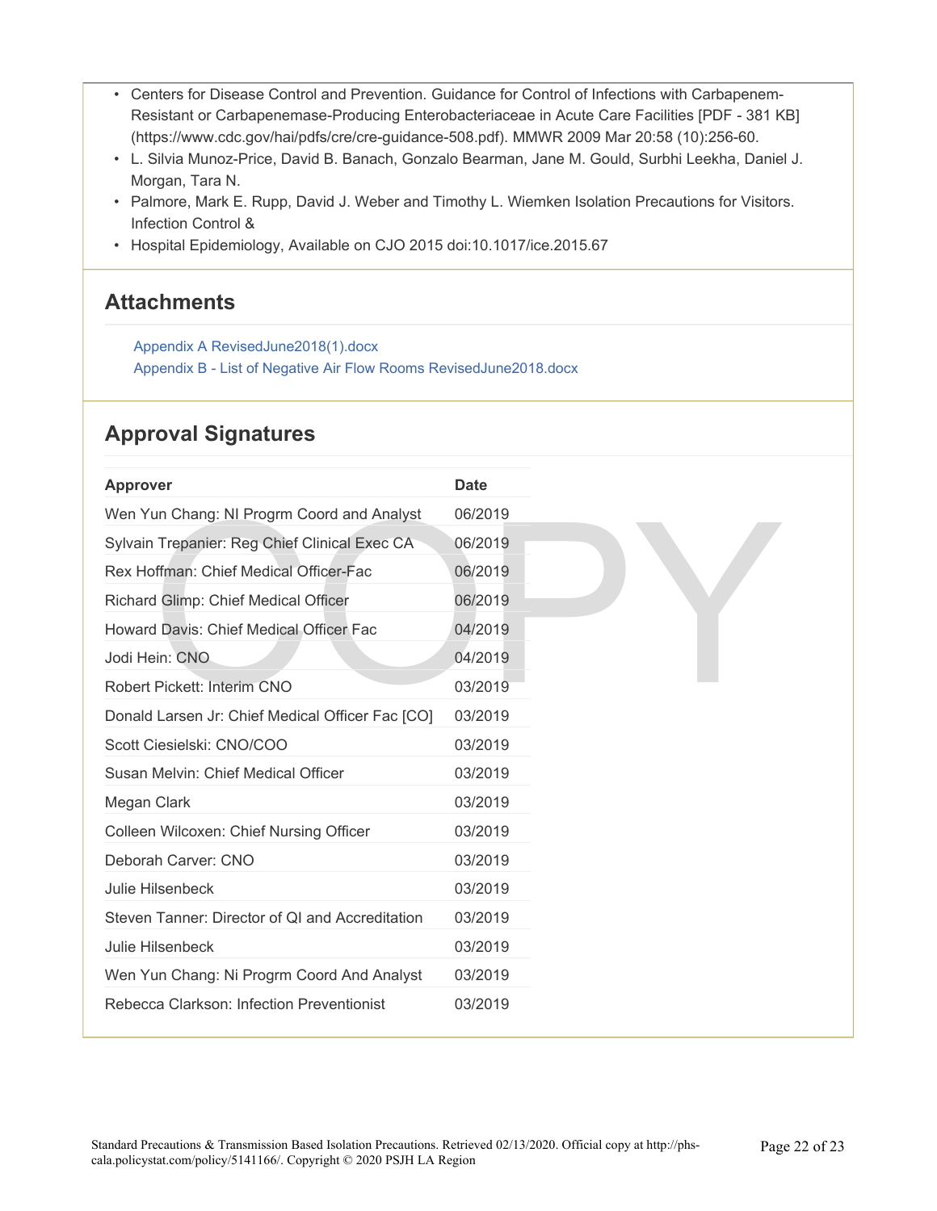- Centers for Disease Control and Prevention. Guidance for Control of Infections with Carbapenem-Resistant or Carbapenemase-Producing Enterobacteriaceae in Acute Care Facilities [PDF - 381 KB] (https://www.cdc.gov/hai/pdfs/cre/cre-guidance-508.pdf). MMWR 2009 Mar 20:58 (10):256-60.
- L. Silvia Munoz-Price, David B. Banach, Gonzalo Bearman, Jane M. Gould, Surbhi Leekha, Daniel J. Morgan, Tara N.
- Palmore, Mark E. Rupp, David J. Weber and Timothy L. Wiemken Isolation Precautions for Visitors. Infection Control &
- Hospital Epidemiology, Available on CJO 2015 doi:10.1017/ice.2015.67

## Attachments

Appendix A RevisedJune2018(1).docx
Appendix B - List of Negative Air Flow Rooms RevisedJune2018.docx

## Approval Signatures

| Approver | Date |
|---|---|
| Wen Yun Chang: NI Progrm Coord and Analyst | 06/2019 |
| Sylvain Trepanier: Reg Chief Clinical Exec CA | 06/2019 |
| Rex Hoffman: Chief Medical Officer-Fac | 06/2019 |
| Richard Glimp: Chief Medical Officer | 06/2019 |
| Howard Davis: Chief Medical Officer Fac | 04/2019 |
| Jodi Hein: CNO | 04/2019 |
| Robert Pickett: Interim CNO | 03/2019 |
| Donald Larsen Jr: Chief Medical Officer Fac [CO] | 03/2019 |
| Scott Ciesielski: CNO/COO | 03/2019 |
| Susan Melvin: Chief Medical Officer | 03/2019 |
| Megan Clark | 03/2019 |
| Colleen Wilcoxen: Chief Nursing Officer | 03/2019 |
| Deborah Carver: CNO | 03/2019 |
| Julie Hilsenbeck | 03/2019 |
| Steven Tanner: Director of QI and Accreditation | 03/2019 |
| Julie Hilsenbeck | 03/2019 |
| Wen Yun Chang: Ni Progrm Coord And Analyst | 03/2019 |
| Rebecca Clarkson: Infection Preventionist | 03/2019 |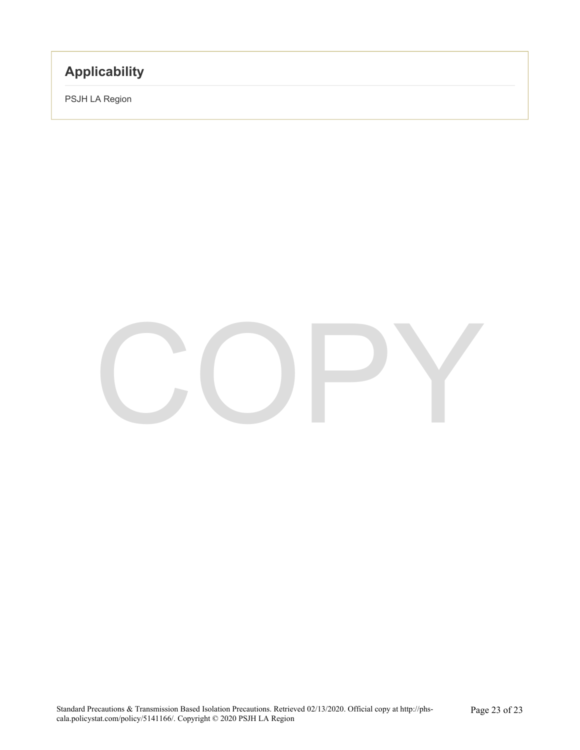## Applicability

PSJH LA Region